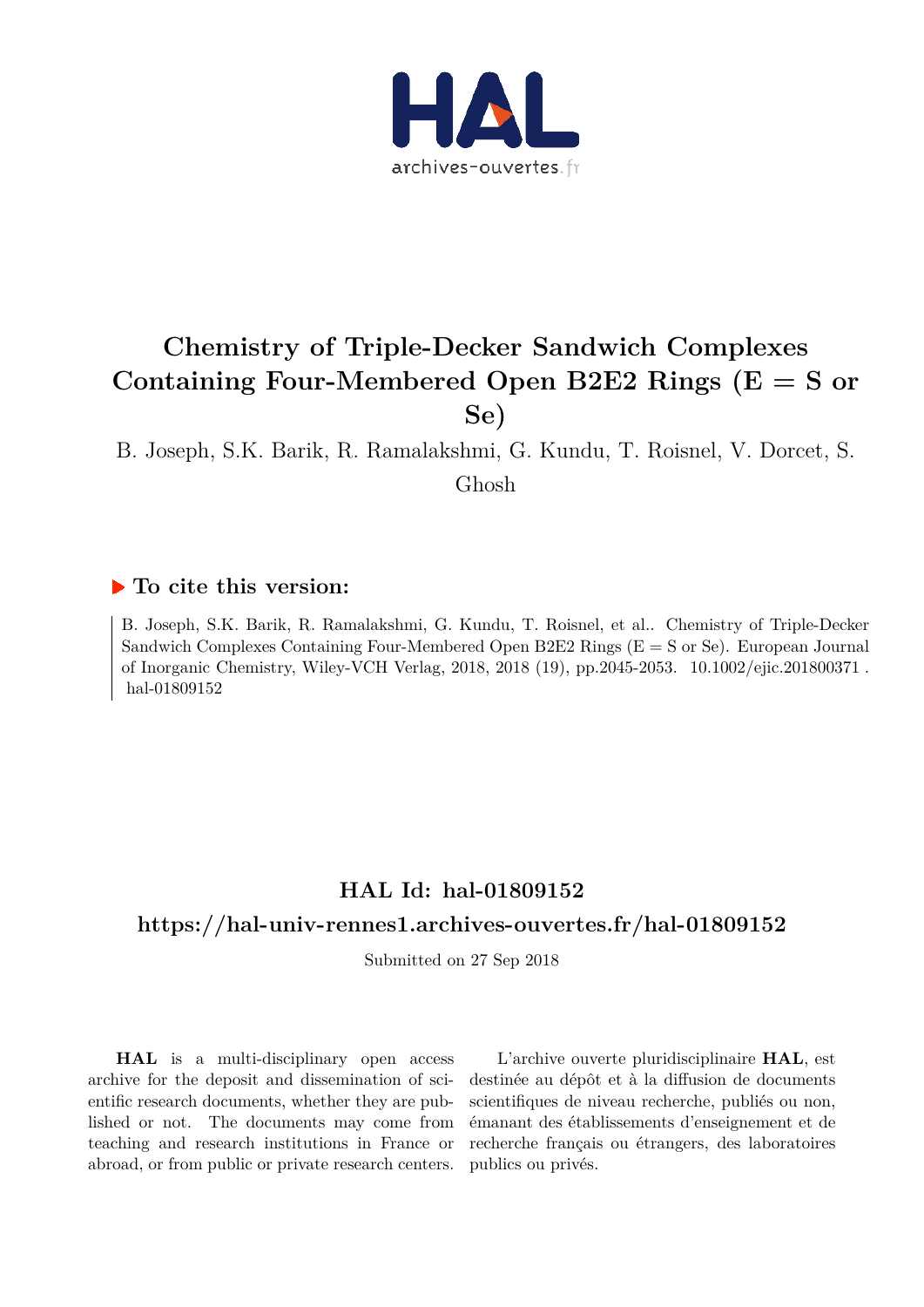# Chemistry of Triple-Decker Sandwich Complexes Containing Four-Membered Open B2E2 Rings (E = S or Se)

B. Joseph, S.K. Barik, R. Ramalakshmi, G. Kundu, T. Roisnel, V. Dorcet, S. Ghosh

## To cite this version:

B. Joseph, S.K. Barik, R. Ramalakshmi, G. Kundu, T. Roisnel, et al.. Chemistry of Triple-Decker Sandwich Complexes Containing Four-Membered Open B2E2 Rings (E = S or Se). European Journal of Inorganic Chemistry, Wiley-VCH Verlag, 2018, 2018 (19), pp.2045-2053. 10.1002/ejic.201800371 . hal-01809152

## HAL Id: hal-01809152

## https://hal-univ-rennes1.archives-ouvertes.fr/hal-01809152

Submitted on 27 Sep 2018

**HAL** is a multi-disciplinary open access archive for the deposit and dissemination of scientific research documents, whether they are published or not. The documents may come from teaching and research institutions in France or abroad, or from public or private research centers.

L'archive ouverte pluridisciplinaire **HAL**, est destinée au dépôt et à la diffusion de documents scientifiques de niveau recherche, publiés ou non, émanant des établissements d'enseignement et de recherche français ou étrangers, des laboratoires publics ou privés.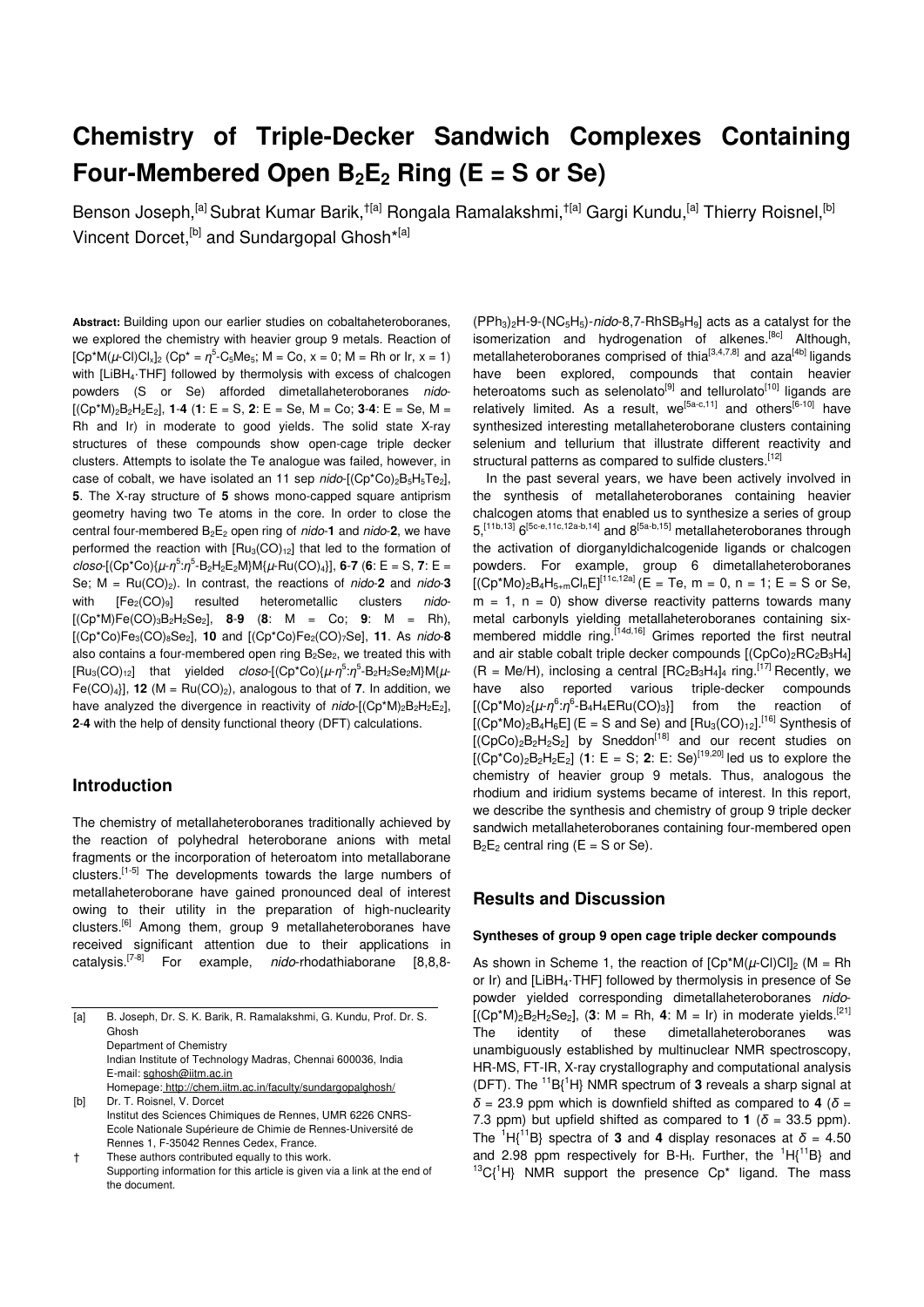# Chemistry of Triple-Decker Sandwich Complexes Containing Four-Membered Open $B_2E_2$ Ring (E = S or Se)

Benson Joseph,[a] Subrat Kumar Barik,†[a] Rongala Ramalakshmi,†[a] Gargi Kundu,[a] Thierry Roisnel,[b] Vincent Dorcet,[b] and Sundargopal Ghosh*[a]

**Abstract:** Building upon our earlier studies on cobaltaheteroboranes, we explored the chemistry with heavier group 9 metals. Reaction of $[Cp^*M(\mu\text{-Cl})Cl_x]_2$ ($Cp^* = \eta^5\text{-}C_5Me_5$; M = Co, x = 0; M = Rh or Ir, x = 1) with $[LiBH_4{\cdot}THF]$ followed by thermolysis with excess of chalcogen powders (S or Se) afforded dimetallaheteroboranes *nido*-$[(Cp^*M)_2B_2H_2E_2]$, **1**-**4** (**1**: E = S, **2**: E = Se, M = Co; **3**-**4**: E = Se, M = Rh and Ir) in moderate to good yields. The solid state X-ray structures of these compounds show open-cage triple decker clusters. Attempts to isolate the Te analogue was failed, however, in case of cobalt, we have isolated an 11 sep *nido*-$[(Cp^*Co)_2B_5H_5Te_2]$, **5**. The X-ray structure of **5** shows mono-capped square antiprism geometry having two Te atoms in the core. In order to close the central four-membered $B_2E_2$ open ring of *nido*-**1** and *nido*-**2**, we have performed the reaction with $[Ru_3(CO)_{12}]$ that led to the formation of *closo*-$[(Cp^*Co)\{\mu\text{-}\eta^5\text{:}\eta^5\text{-}B_2H_2E_2M\}M\{\mu\text{-}Ru(CO)_4\}]$, **6**-**7** (**6**: E = S, **7**: E = Se; M = $Ru(CO)_2$). In contrast, the reactions of *nido*-**2** and *nido*-**3** with $[Fe_2(CO)_9]$ resulted heterometallic clusters *nido*-$[(Cp^*M)Fe(CO)_3B_2H_2Se_2]$, **8**-**9** (**8**: M = Co; **9**: M = Rh), $[(Cp^*Co)Fe_3(CO)_8Se_2]$, **10** and $[(Cp^*Co)Fe_2(CO)_7Se]$, **11**. As *nido*-**8** also contains a four-membered open ring $B_2Se_2$, we treated this with $[Ru_3(CO)_{12}]$ that yielded *closo*-$[(Cp^*Co)\{\mu\text{-}\eta^5\text{:}\eta^5\text{-}B_2H_2Se_2M\}M\{\mu\text{-}Fe(CO)_4\}]$, **12** (M = $Ru(CO)_2$), analogous to that of **7**. In addition, we have analyzed the divergence in reactivity of *nido*-$[(Cp^*M)_2B_2H_2E_2]$, **2**-**4** with the help of density functional theory (DFT) calculations.

## Introduction

The chemistry of metallaheteroboranes traditionally achieved by the reaction of polyhedral heteroborane anions with metal fragments or the incorporation of heteroatom into metallaborane clusters.[1-5] The developments towards the large numbers of metallaheteroborane have gained pronounced deal of interest owing to their utility in the preparation of high-nuclearity clusters.[6] Among them, group 9 metallaheteroboranes have received significant attention due to their applications in catalysis.[7-8] For example, *nido*-rhodathiaborane [8,8,8-$(PPh_3)_2$H-9-$(NC_5H_5)$-*nido*-8,7-$RhSB_9H_9$] acts as a catalyst for the isomerization and hydrogenation of alkenes.[8c] Although, metallaheteroboranes comprised of thia[3,4,7,8] and aza[4b] ligands have been explored, compounds that contain heavier heteroatoms such as selenolato[9] and tellurolato[10] ligands are relatively limited. As a result, we[5a-c,11] and others[6-10] have synthesized interesting metallaheteroborane clusters containing selenium and tellurium that illustrate different reactivity and structural patterns as compared to sulfide clusters.[12]

In the past several years, we have been actively involved in the synthesis of metallaheteroboranes containing heavier chalcogen atoms that enabled us to synthesize a series of group 5,[11b,13] 6[5c-e,11c,12a-b,14] and 8[5a-b,15] metallaheteroboranes through the activation of diorganyldichalcogenide ligands or chalcogen powders. For example, group 6 dimetallaheteroboranes $[(Cp^*Mo)_2B_4H_{5+m}Cl_nE]$[11c,12a] (E = Te, m = 0, n = 1; E = S or Se, m = 1, n = 0) show diverse reactivity patterns towards many metal carbonyls yielding metallaheteroboranes containing six-membered middle ring.[14d,16] Grimes reported the first neutral and air stable cobalt triple decker compounds $[(CpCo)_2RC_2B_3H_4]$ (R = Me/H), inclosing a central $[RC_2B_3H_4]$ ring.[17] Recently, we have also reported various triple-decker compounds $[(Cp^*Mo)_2\{\mu\text{-}\eta^6\text{:}\eta^6\text{-}B_4H_4ERu(CO)_3\}]$ from the reaction of $[(Cp^*Mo)_2B_4H_6E]$ (E = S and Se) and $[Ru_3(CO)_{12}]$.[16] Synthesis of $[(CpCo)_2B_2H_2S_2]$ by Sneddon[18] and our recent studies on $[(Cp^*Co)_2B_2H_2E_2]$ (**1**: E = S; **2**: E: Se)[19,20] led us to explore the chemistry of heavier group 9 metals. Thus, analogous the rhodium and iridium systems became of interest. In this report, we describe the synthesis and chemistry of group 9 triple decker sandwich metallaheteroboranes containing four-membered open $B_2E_2$ central ring (E = S or Se).

## Results and Discussion

### Syntheses of group 9 open cage triple decker compounds

As shown in Scheme 1, the reaction of $[Cp^*M(\mu\text{-Cl})Cl]_2$ (M = Rh or Ir) and $[LiBH_4{\cdot}THF]$ followed by thermolysis in presence of Se powder yielded corresponding dimetallaheteroboranes *nido*-$[(Cp^*M)_2B_2H_2Se_2]$, (**3**: M = Rh, **4**: M = Ir) in moderate yields.[21] The identity of these dimetallaheteroboranes was unambiguously established by multinuclear NMR spectroscopy, HR-MS, FT-IR, X-ray crystallography and computational analysis (DFT). The $^{11}B\{^1H\}$ NMR spectrum of **3** reveals a sharp signal at $\delta$ = 23.9 ppm which is downfield shifted as compared to **4** ($\delta$ = 7.3 ppm) but upfield shifted as compared to **1** ($\delta$ = 33.5 ppm). The $^1H\{^{11}B\}$ spectra of **3** and **4** display resonaces at $\delta$ = 4.50 and 2.98 ppm respectively for B-$H_t$. Further, the $^1H\{^{11}B\}$ and $^{13}C\{^1H\}$ NMR support the presence Cp* ligand. The mass

---

[a] B. Joseph, Dr. S. K. Barik, R. Ramalakshmi, G. Kundu, Prof. Dr. S. Ghosh
Department of Chemistry
Indian Institute of Technology Madras, Chennai 600036, India
E-mail: sghosh@iitm.ac.in
Homepage: http://chem.iitm.ac.in/faculty/sundargopalghosh/

[b] Dr. T. Roisnel, V. Dorcet
Institut des Sciences Chimiques de Rennes, UMR 6226 CNRS-Ecole Nationale Supérieure de Chimie de Rennes-Université de Rennes 1, F-35042 Rennes Cedex, France.

† These authors contributed equally to this work.
Supporting information for this article is given via a link at the end of the document.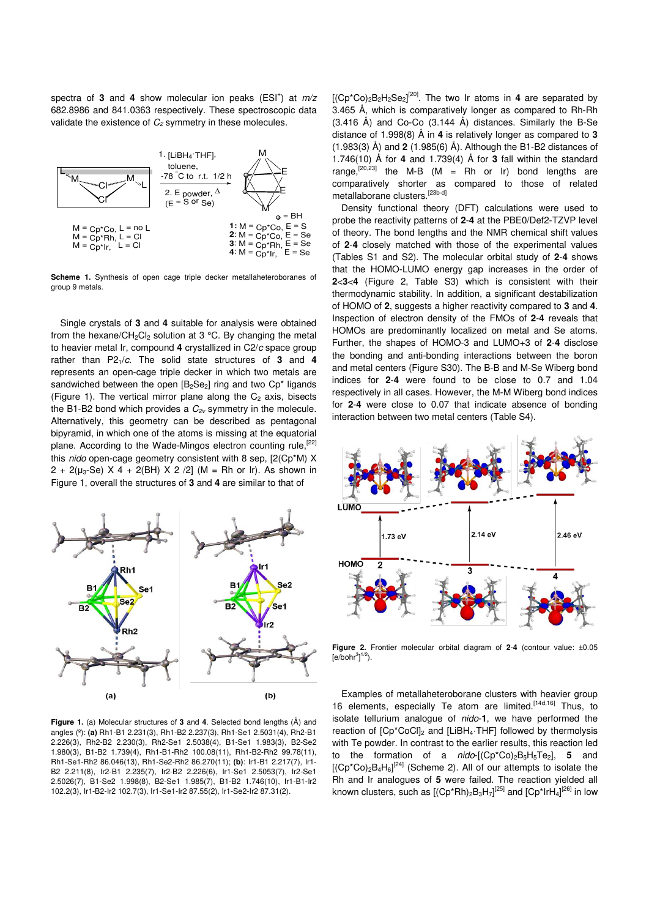spectra of **3** and **4** show molecular ion peaks (ESI$^+$) at *m/z* 682.8986 and 841.0363 respectively. These spectroscopic data validate the existence of $C_2$ symmetry in these molecules.

**Scheme 1.** Synthesis of open cage triple decker metallaheteroboranes of group 9 metals.

Single crystals of **3** and **4** suitable for analysis were obtained from the hexane/$CH_2Cl_2$ solution at 3 °C. By changing the metal to heavier metal Ir, compound **4** crystallized in C2/*c* space group rather than P2$_1$/*c*. The solid state structures of **3** and **4** represents an open-cage triple decker in which two metals are sandwiched between the open [$B_2Se_2$] ring and two Cp* ligands (Figure 1). The vertical mirror plane along the $C_2$ axis, bisects the B1-B2 bond which provides a $C_{2v}$ symmetry in the molecule. Alternatively, this geometry can be described as pentagonal bipyramid, in which one of the atoms is missing at the equatorial plane. According to the Wade-Mingos electron counting rule,[22] this *nido* open-cage geometry consistent with 8 sep, [2(Cp*M) X 2 + 2($\mu_3$-Se) X 4 + 2(BH) X 2 /2] (M = Rh or Ir). As shown in Figure 1, overall the structures of **3** and **4** are similar to that of [$(Cp^*Co)_2B_2H_2Se_2$][20]. The two Ir atoms in **4** are separated by 3.465 Å, which is comparatively longer as compared to Rh-Rh (3.416 Å) and Co-Co (3.144 Å) distances. Similarly the B-Se distance of 1.998(8) Å in **4** is relatively longer as compared to **3** (1.983(3) Å) and **2** (1.985(6) Å). Although the B1-B2 distances of 1.746(10) Å for **4** and 1.739(4) Å for **3** fall within the standard range,[20,23] the M-B (M = Rh or Ir) bond lengths are comparatively shorter as compared to those of related metallaborane clusters.[23b-d]

**Figure 1.** (a) Molecular structures of **3** and **4**. Selected bond lengths (Å) and angles (°): **(a)** Rh1-B1 2.231(3), Rh1-B2 2.237(3), Rh1-Se1 2.5031(4), Rh2-B1 2.226(3), Rh2-B2 2.230(3), Rh2-Se1 2.5038(4), B1-Se1 1.983(3), B2-Se2 1.980(3), B1-B2 1.739(4), Rh1-B1-Rh2 100.08(11), Rh1-B2-Rh2 99.78(11), Rh1-Se1-Rh2 86.046(13), Rh1-Se2-Rh2 86.270(11); **(b)**: Ir1-B1 2.217(7), Ir1-B2 2.211(8), Ir2-B1 2.235(7), Ir2-B2 2.226(6), Ir1-Se1 2.5053(7), Ir2-Se1 2.5026(7), B1-Se2 1.998(8), B2-Se1 1.985(7), B1-B2 1.746(10), Ir1-B1-Ir2 102.2(3), Ir1-B2-Ir2 102.7(3), Ir1-Se1-Ir2 87.55(2), Ir1-Se2-Ir2 87.31(2).

Density functional theory (DFT) calculations were used to probe the reactivity patterns of **2**-**4** at the PBE0/Def2-TZVP level of theory. The bond lengths and the NMR chemical shift values of **2**-**4** closely matched with those of the experimental values (Tables S1 and S2). The molecular orbital study of **2**-**4** shows that the HOMO-LUMO energy gap increases in the order of **2**<**3**<**4** (Figure 2, Table S3) which is consistent with their thermodynamic stability. In addition, a significant destabilization of HOMO of **2**, suggests a higher reactivity compared to **3** and **4**. Inspection of electron density of the FMOs of **2**-**4** reveals that HOMOs are predominantly localized on metal and Se atoms. Further, the shapes of HOMO-3 and LUMO+3 of **2**-**4** disclose the bonding and anti-bonding interactions between the boron and metal centers (Figure S30). The B-B and M-Se Wiberg bond indices for **2**-**4** were found to be close to 0.7 and 1.04 respectively in all cases. However, the M-M Wiberg bond indices for **2**-**4** were close to 0.07 that indicate absence of bonding interaction between two metal centers (Table S4).

**Figure 2.** Frontier molecular orbital diagram of **2**-**4** (contour value: ±0.05 [e/bohr$^3$]$^{1/2}$).

Examples of metallaheteroborane clusters with heavier group 16 elements, especially Te atom are limited.[14d,16] Thus, to isolate tellurium analogue of *nido*-**1**, we have performed the reaction of [$Cp^*CoCl]_2$ and [$LiBH_4$·THF] followed by thermolysis with Te powder. In contrast to the earlier results, this reaction led to the formation of a *nido*-[$(Cp^*Co)_2B_5H_5Te_2$], **5** and [$(Cp^*Co)_2B_4H_6$][24] (Scheme 2). All of our attempts to isolate the Rh and Ir analogues of **5** were failed. The reaction yielded all known clusters, such as [$(Cp^*Rh)_2B_3H_7$][25] and [$Cp^*IrH_4$][26] in low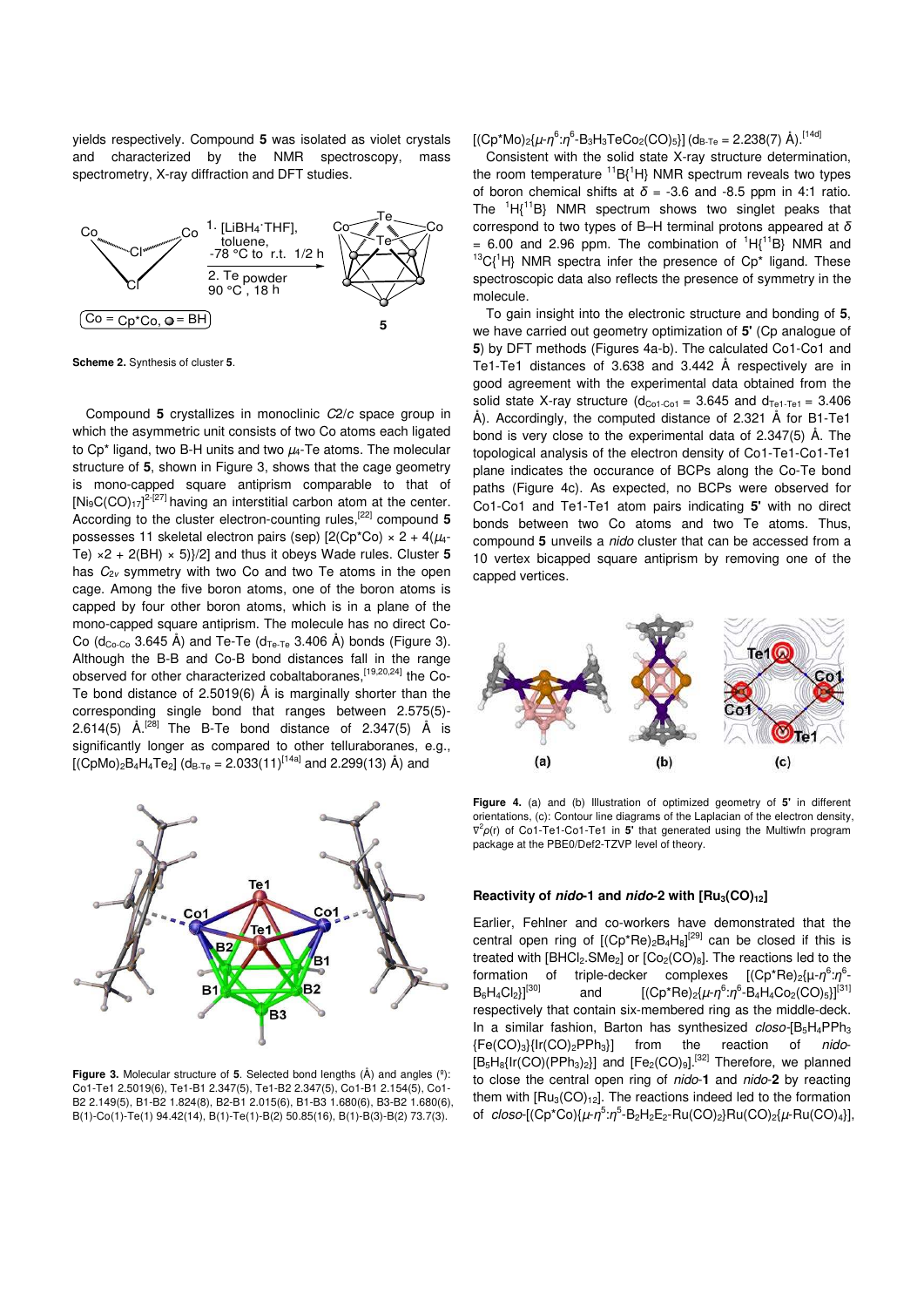yields respectively. Compound **5** was isolated as violet crystals and characterized by the NMR spectroscopy, mass spectrometry, X-ray diffraction and DFT studies.

**Scheme 2.** Synthesis of cluster **5**.

Compound **5** crystallizes in monoclinic *C*2/*c* space group in which the asymmetric unit consists of two Co atoms each ligated to Cp* ligand, two B-H units and two $\mu_4$-Te atoms. The molecular structure of **5**, shown in Figure 3, shows that the cage geometry is mono-capped square antiprism comparable to that of $[Ni_9C(CO)_{17}]^{2-}$[27] having an interstitial carbon atom at the center. According to the cluster electron-counting rules,[22] compound **5** possesses 11 skeletal electron pairs (sep) [2(Cp*Co) × 2 + 4($\mu_4$-Te) ×2 + 2(BH) × 5)}/2] and thus it obeys Wade rules. Cluster **5** has $C_{2v}$ symmetry with two Co and two Te atoms in the open cage. Among the five boron atoms, one of the boron atoms is capped by four other boron atoms, which is in a plane of the mono-capped square antiprism. The molecule has no direct Co-Co ($d_{Co\text{-}Co}$ 3.645 Å) and Te-Te ($d_{Te\text{-}Te}$ 3.406 Å) bonds (Figure 3). Although the B-B and Co-B bond distances fall in the range observed for other characterized cobaltaboranes,[19,20,24] the Co-Te bond distance of 2.5019(6) Å is marginally shorter than the corresponding single bond that ranges between 2.575(5)-2.614(5) Å.[28] The B-Te bond distance of 2.347(5) Å is significantly longer as compared to other telluraboranes, e.g., $[(CpMo)_2B_4H_4Te_2]$ ($d_{B\text{-}Te}$ = 2.033(11)[14a] and 2.299(13) Å) and $[(Cp^*Mo)_2\{\mu\text{-}\eta^6\text{:}\eta^6\text{-}B_3H_3TeCo_2(CO)_5\}]$ ($d_{B\text{-}Te}$ = 2.238(7) Å).[14d]

**Figure 3.** Molecular structure of **5**. Selected bond lengths (Å) and angles (º): Co1-Te1 2.5019(6), Te1-B1 2.347(5), Te1-B2 2.347(5), Co1-B1 2.154(5), Co1-B2 2.149(5), B1-B2 1.824(8), B2-B1 2.015(6), B1-B3 1.680(6), B3-B2 1.680(6), B(1)-Co(1)-Te(1) 94.42(14), B(1)-Te(1)-B(2) 50.85(16), B(1)-B(3)-B(2) 73.7(3).

Consistent with the solid state X-ray structure determination, the room temperature $^{11}B\{^1H\}$ NMR spectrum reveals two types of boron chemical shifts at $\delta$ = -3.6 and -8.5 ppm in 4:1 ratio. The $^1H\{^{11}B\}$ NMR spectrum shows two singlet peaks that correspond to two types of B–H terminal protons appeared at $\delta$ = 6.00 and 2.96 ppm. The combination of $^1H\{^{11}B\}$ NMR and $^{13}C\{^1H\}$ NMR spectra infer the presence of Cp* ligand. These spectroscopic data also reflects the presence of symmetry in the molecule.

To gain insight into the electronic structure and bonding of **5**, we have carried out geometry optimization of **5'** (Cp analogue of **5**) by DFT methods (Figures 4a-b). The calculated Co1-Co1 and Te1-Te1 distances of 3.638 and 3.442 Å respectively are in good agreement with the experimental data obtained from the solid state X-ray structure ($d_{Co1\text{-}Co1}$ = 3.645 and $d_{Te1\text{-}Te1}$ = 3.406 Å). Accordingly, the computed distance of 2.321 Å for B1-Te1 bond is very close to the experimental data of 2.347(5) Å. The topological analysis of the electron density of Co1-Te1-Co1-Te1 plane indicates the occurance of BCPs along the Co-Te bond paths (Figure 4c). As expected, no BCPs were observed for Co1-Co1 and Te1-Te1 atom pairs indicating **5'** with no direct bonds between two Co atoms and two Te atoms. Thus, compound **5** unveils a *nido* cluster that can be accessed from a 10 vertex bicapped square antiprism by removing one of the capped vertices.

**Figure 4.** (a) and (b) Illustration of optimized geometry of **5'** in different orientations, (c): Contour line diagrams of the Laplacian of the electron density, $\nabla^2\rho(r)$ of Co1-Te1-Co1-Te1 in **5'** that generated using the Multiwfn program package at the PBE0/Def2-TZVP level of theory.

### Reactivity of *nido*-1 and *nido*-2 with $[Ru_3(CO)_{12}]$

Earlier, Fehlner and co-workers have demonstrated that the central open ring of $[(Cp^*Re)_2B_4H_8]$[29] can be closed if this is treated with $[BHCl_2.SMe_2]$ or $[Co_2(CO)_8]$. The reactions led to the formation of triple-decker complexes $[(Cp^*Re)_2\{\mu\text{-}\eta^6\text{:}\eta^6\text{-}B_6H_4Cl_2\}]$[30] and $[(Cp^*Re)_2\{\mu\text{-}\eta^6\text{:}\eta^6\text{-}B_4H_4Co_2(CO)_5\}]$[31] respectively that contain six-membered ring as the middle-deck. In a similar fashion, Barton has synthesized *closo*-$[B_5H_4PPh_3\{Fe(CO)_3\}\{Ir(CO)_2PPh_3\}]$ from the reaction of *nido*-$[B_5H_8\{Ir(CO)(PPh_3)_2\}]$ and $[Fe_2(CO)_9]$.[32] Therefore, we planned to close the central open ring of *nido*-**1** and *nido*-**2** by reacting them with $[Ru_3(CO)_{12}]$. The reactions indeed led to the formation of *closo*-$[(Cp^*Co)\{\mu\text{-}\eta^5\text{:}\eta^5\text{-}B_2H_2E_2\text{-}Ru(CO)_2\}Ru(CO)_2\{\mu\text{-}Ru(CO)_4\}]$,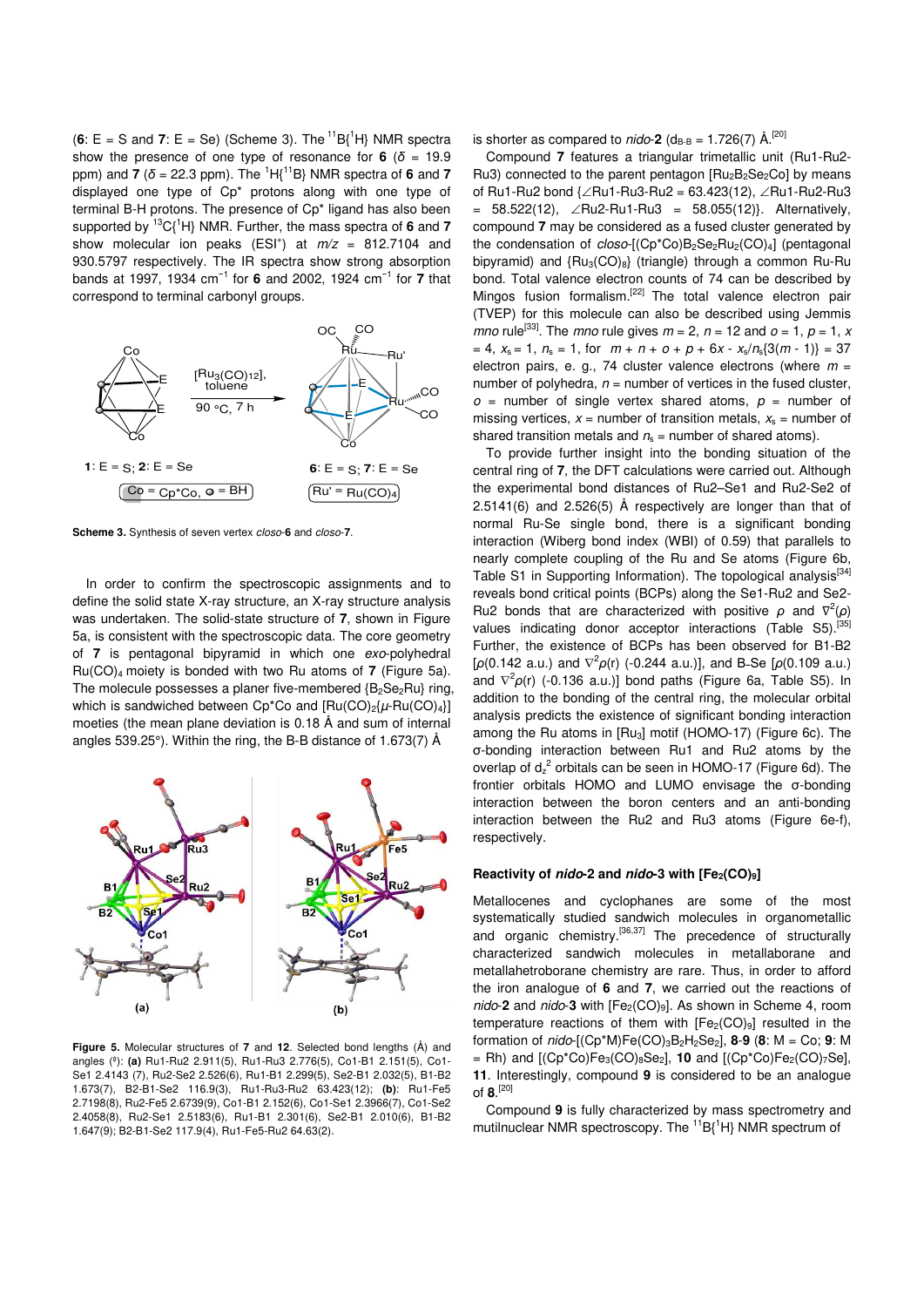(**6**: E = S and **7**: E = Se) (Scheme 3). The $^{11}B\{^1H\}$ NMR spectra show the presence of one type of resonance for **6** ($\delta$ = 19.9 ppm) and **7** ($\delta$ = 22.3 ppm). The $^1H\{^{11}B\}$ NMR spectra of **6** and **7** displayed one type of Cp* protons along with one type of terminal B-H protons. The presence of Cp* ligand has also been supported by $^{13}C\{^1H\}$ NMR. Further, the mass spectra of **6** and **7** show molecular ion peaks (ESI+) at $m/z$ = 812.7104 and 930.5797 respectively. The IR spectra show strong absorption bands at 1997, 1934 cm$^{-1}$ for **6** and 2002, 1924 cm$^{-1}$ for **7** that correspond to terminal carbonyl groups.

**Scheme 3.** Synthesis of seven vertex *closo*-**6** and *closo*-**7**.

In order to confirm the spectroscopic assignments and to define the solid state X-ray structure, an X-ray structure analysis was undertaken. The solid-state structure of **7**, shown in Figure 5a, is consistent with the spectroscopic data. The core geometry of **7** is pentagonal bipyramid in which one *exo*-polyhedral Ru(CO)$_4$ moiety is bonded with two Ru atoms of **7** (Figure 5a). The molecule possesses a planer five-membered {B$_2$Se$_2$Ru} ring, which is sandwiched between Cp*Co and [Ru(CO)$_2${$\mu$-Ru(CO)$_4$}] moeties (the mean plane deviation is 0.18 Å and sum of internal angles 539.25°). Within the ring, the B-B distance of 1.673(7) Å is shorter as compared to *nido*-**2** ($d_{B-B}$ = 1.726(7) Å.[20]

**Figure 5.** Molecular structures of **7** and **12**. Selected bond lengths (Å) and angles (°): **(a)** Ru1-Ru2 2.911(5), Ru1-Ru3 2.776(5), Co1-B1 2.151(5), Co1-Se1 2.4143 (7), Ru2-Se2 2.526(6), Ru1-B1 2.299(5), Se2-B1 2.032(5), B1-B2 1.673(7), B2-B1-Se2 116.9(3), Ru1-Ru3-Ru2 63.423(12); **(b)**: Ru1-Fe5 2.7198(8), Ru2-Fe5 2.6739(9), Co1-B1 2.152(6), Co1-Se1 2.3966(7), Co1-Se2 2.4058(8), Ru2-Se1 2.5183(6), Ru1-B1 2.301(6), Se2-B1 2.010(6), B1-B2 1.647(9); B2-B1-Se2 117.9(4), Ru1-Fe5-Ru2 64.63(2).

Compound **7** features a triangular trimetallic unit (Ru1-Ru2-Ru3) connected to the parent pentagon [Ru$_2$B$_2$Se$_2$Co] by means of Ru1-Ru2 bond {∠Ru1-Ru3-Ru2 = 63.423(12), ∠Ru1-Ru2-Ru3 = 58.522(12), ∠Ru2-Ru1-Ru3 = 58.055(12)}. Alternatively, compound **7** may be considered as a fused cluster generated by the condensation of *closo*-[(Cp*Co)B$_2$Se$_2$Ru$_2$(CO)$_4$] (pentagonal bipyramid) and {Ru$_3$(CO)$_8$} (triangle) through a common Ru-Ru bond. Total valence electron counts of 74 can be described by Mingos fusion formalism.[22] The total valence electron pair (TVEP) for this molecule can also be described using Jemmis *mno* rule[33]. The *mno* rule gives $m$ = 2, $n$ = 12 and $o$ = 1, $p$ = 1, $x$ = 4, $x_s$ = 1, $n_s$ = 1, for $m + n + o + p + 6x - x_s/n_s\{3(m - 1)\}$ = 37 electron pairs, e. g., 74 cluster valence electrons (where $m$ = number of polyhedra, $n$ = number of vertices in the fused cluster, $o$ = number of single vertex shared atoms, $p$ = number of missing vertices, $x$ = number of transition metals, $x_s$ = number of shared transition metals and $n_s$ = number of shared atoms).

To provide further insight into the bonding situation of the central ring of **7**, the DFT calculations were carried out. Although the experimental bond distances of Ru2–Se1 and Ru2-Se2 of 2.5141(6) and 2.526(5) Å respectively are longer than that of normal Ru-Se single bond, there is a significant bonding interaction (Wiberg bond index (WBI) of 0.59) that parallels to nearly complete coupling of the Ru and Se atoms (Figure 6b, Table S1 in Supporting Information). The topological analysis[34] reveals bond critical points (BCPs) along the Se1-Ru2 and Se2-Ru2 bonds that are characterized with positive $\rho$ and $\nabla^2(\rho)$ values indicating donor acceptor interactions (Table S5).[35] Further, the existence of BCPs has been observed for B1-B2 [$\rho$(0.142 a.u.) and $\nabla^2\rho$(r) (-0.244 a.u.)], and B–Se [$\rho$(0.109 a.u.) and $\nabla^2\rho$(r) (-0.136 a.u.)] bond paths (Figure 6a, Table S5). In addition to the bonding of the central ring, the molecular orbital analysis predicts the existence of significant bonding interaction among the Ru atoms in [Ru$_3$] motif (HOMO-17) (Figure 6c). The σ-bonding interaction between Ru1 and Ru2 atoms by the overlap of $d_{z^2}$ orbitals can be seen in HOMO-17 (Figure 6d). The frontier orbitals HOMO and LUMO envisage the σ-bonding interaction between the boron centers and an anti-bonding interaction between the Ru2 and Ru3 atoms (Figure 6e-f), respectively.

### Reactivity of *nido*-2 and *nido*-3 with [Fe$_2$(CO)$_9$]

Metallocenes and cyclophanes are some of the most systematically studied sandwich molecules in organometallic and organic chemistry.[36,37] The precedence of structurally characterized sandwich molecules in metallaborane and metallahetroborane chemistry are rare. Thus, in order to afford the iron analogue of **6** and **7**, we carried out the reactions of *nido*-**2** and *nido*-**3** with [Fe$_2$(CO)$_9$]. As shown in Scheme 4, room temperature reactions of them with [Fe$_2$(CO)$_9$] resulted in the formation of *nido*-[(Cp*M)Fe(CO)$_3$B$_2$H$_2$Se$_2$], **8**-**9** (**8**: M = Co; **9**: M = Rh) and [(Cp*Co)Fe$_3$(CO)$_8$Se$_2$], **10** and [(Cp*Co)Fe$_2$(CO)$_7$Se], **11**. Interestingly, compound **9** is considered to be an analogue of **8**.[20]

Compound **9** is fully characterized by mass spectrometry and mutilnuclear NMR spectroscopy. The $^{11}B\{^1H\}$ NMR spectrum of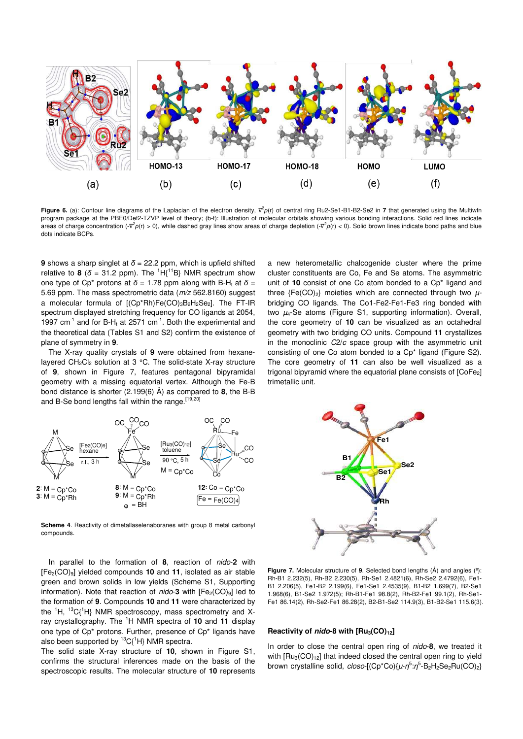**Figure 6.** (a): Contour line diagrams of the Laplacian of the electron density, $\nabla^2\rho(r)$ of central ring Ru2-Se1-B1-B2-Se2 in **7** that generated using the Multiwfn program package at the PBE0/Def2-TZVP level of theory; (b-f): Illustration of molecular orbitals showing various bonding interactions. Solid red lines indicate areas of charge concentration ($-\nabla^2\rho(r) > 0$), while dashed gray lines show areas of charge depletion ($-\nabla^2\rho(r) < 0$). Solid brown lines indicate bond paths and blue dots indicate BCPs.

**9** shows a sharp singlet at $\delta$ = 22.2 ppm, which is upfield shifted relative to **8** ($\delta$ = 31.2 ppm). The $^1H\{^{11}B\}$ NMR spectrum show one type of Cp* protons at $\delta$ = 1.78 ppm along with B-H$_t$ at $\delta$ = 5.69 ppm. The mass spectrometric data (*m/z* 562.8160) suggest a molecular formula of [(Cp*Rh)Fe(CO)$_3$B$_2$H$_2$Se$_2$]. The FT-IR spectrum displayed stretching frequency for CO ligands at 2054, 1997 cm$^{-1}$ and for B-H$_t$ at 2571 cm$^{-1}$. Both the experimental and the theoretical data (Tables S1 and S2) confirm the existence of plane of symmetry in **9**.

The X-ray quality crystals of **9** were obtained from hexane-layered CH$_2$Cl$_2$ solution at 3 °C. The solid-state X-ray structure of **9**, shown in Figure 7, features pentagonal bipyramidal geometry with a missing equatorial vertex. Although the Fe-B bond distance is shorter (2.199(6) Å) as compared to **8**, the B-B and B-Se bond lengths fall within the range.[19,20]

**Scheme 4**. Reactivity of dimetallaselenaboranes with group 8 metal carbonyl compounds.

In parallel to the formation of **8**, reaction of *nido*-**2** with [Fe$_2$(CO)$_9$] yielded compounds **10** and **11**, isolated as air stable green and brown solids in low yields (Scheme S1, Supporting information). Note that reaction of *nido*-**3** with [Fe$_2$(CO)$_9$] led to the formation of **9**. Compounds **10** and **11** were characterized by the $^1$H, $^{13}C\{^1H\}$ NMR spectroscopy, mass spectrometry and X-ray crystallography. The $^1$H NMR spectra of **10** and **11** display one type of Cp* protons. Further, presence of Cp* ligands have also been supported by $^{13}C\{^1H\}$ NMR spectra.

The solid state X-ray structure of **10**, shown in Figure S1, confirms the structural inferences made on the basis of the spectroscopic results. The molecular structure of **10** represents a new heterometallic chalcogenide cluster where the prime cluster constituents are Co, Fe and Se atoms. The asymmetric unit of **10** consist of one Co atom bonded to a Cp* ligand and three {Fe(CO)$_2$} moieties which are connected through two $\mu$-bridging CO ligands. The Co1-Fe2-Fe1-Fe3 ring bonded with two $\mu_4$-Se atoms (Figure S1, supporting information). Overall, the core geometry of **10** can be visualized as an octahedral geometry with two bridging CO units. Compound **11** crystallizes in the monoclinic *C2/c* space group with the asymmetric unit consisting of one Co atom bonded to a Cp* ligand (Figure S2). The core geometry of **11** can also be well visualized as a trigonal bipyramid where the equatorial plane consists of [CoFe$_2$] trimetallic unit.

**Figure 7.** Molecular structure of **9**. Selected bond lengths (Å) and angles (°): Rh-B1 2.232(5), Rh-B2 2.230(5), Rh-Se1 2.4821(6), Rh-Se2 2.4792(6), Fe1-B1 2.206(5), Fe1-B2 2.199(6), Fe1-Se1 2.4535(9), B1-B2 1.699(7), B2-Se1 1.968(6), B1-Se2 1.972(5); Rh-B1-Fe1 98.8(2), Rh-B2-Fe1 99.1(2), Rh-Se1-Fe1 86.14(2), Rh-Se2-Fe1 86.28(2), B2-B1-Se2 114.9(3), B1-B2-Se1 115.6(3).

### Reactivity of *nido*-8 with [Ru$_3$(CO)$_{12}$]

In order to close the central open ring of *nido*-**8**, we treated it with [Ru$_3$(CO)$_{12}$] that indeed closed the central open ring to yield brown crystalline solid, *closo*-[(Cp*Co){$\mu$-$\eta^5$:$\eta^5$-B$_2$H$_2$Se$_2$Ru(CO)$_2$}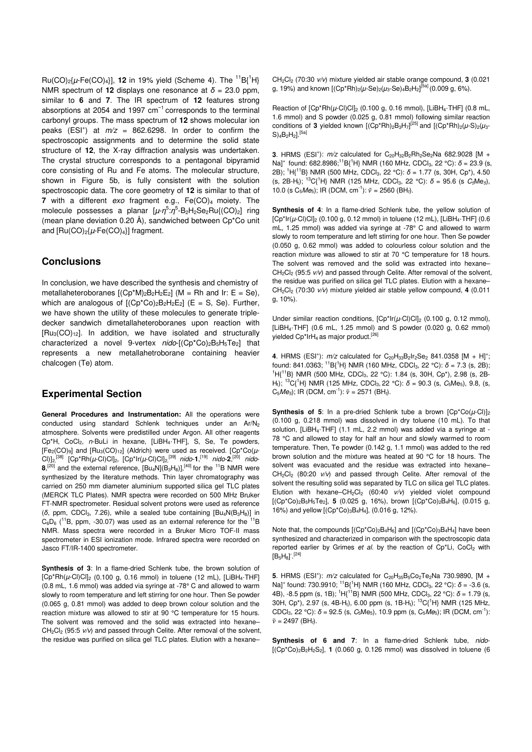$Ru(CO)_2\{\mu\text{-}Fe(CO)_4\}]$, **12** in 19% yield (Scheme 4). The $^{11}B\{^1H\}$ NMR spectrum of **12** displays one resonance at $\delta$ = 23.0 ppm, similar to **6** and **7**. The IR spectrum of **12** features strong absorptions at 2054 and 1997 $cm^{-1}$ corresponds to the terminal carbonyl groups. The mass spectrum of **12** shows molecular ion peaks ($ESI^+$) at $m/z$ = 862.6298. In order to confirm the spectroscopic assignments and to determine the solid state structure of **12**, the X-ray diffraction analysis was undertaken. The crystal structure corresponds to a pentagonal bipyramid core consisting of Ru and Fe atoms. The molecular structure, shown in Figure 5b, is fully consistent with the solution spectroscopic data. The core geometry of **12** is similar to that of **7** with a different *exo* fragment e.g., $Fe(CO)_4$ moiety. The molecule possesses a planar $[\mu\text{-}\eta^5\text{:}\eta^5\text{-}B_2H_2Se_2Ru\{(CO)_2]$ ring (mean plane deviation 0.20 Å), sandwiched between Cp*Co unit and $[Ru(CO)_2\{\mu\text{-}Fe(CO)_4\}]$ fragment.

## Conclusions

In conclusion, we have described the synthesis and chemistry of metallaheteroboranes $[(Cp^*M)_2B_2H_2E_2]$ (M = Rh and Ir: E = Se), which are analogous of $[(Cp^*Co)_2B_2H_2E_2]$ (E = S, Se). Further, we have shown the utility of these molecules to generate triple-decker sandwich dimetallaheteroboranes upon reaction with $[Ru_3(CO)_{12}]$. In addition, we have isolated and structurally characterized a novel 9-vertex *nido*-$[(Cp^*Co)_2B_5H_5Te_2]$ that represents a new metallahetroborane containing heavier chalcogen (Te) atom.

## Experimental Section

**General Procedures and Instrumentation:** All the operations were conducted using standard Schlenk techniques under an $Ar/N_2$ atmosphere. Solvents were predistilled under Argon. All other reagents Cp*H, $CoCl_2$, *n*-BuLi in hexane, $[LiBH_4\cdot THF]$, S, Se, Te powders, $[Fe_2(CO)_9]$ and $[Ru_3(CO)_{12}]$ (Aldrich) were used as received. $[Cp^*Co(\mu\text{-}Cl)]_2$,[38] $[Cp^*Rh(\mu\text{-}Cl)Cl]_2$, $[Cp^*Ir(\mu\text{-}Cl)Cl]_2$,[39] *nido*-**1**,[19] *nido*-**2**,[20] *nido*-**8**,[20] and the external reference, $[Bu_4N](B_3H_8)]$,[40] for the $^{11}B$ NMR were synthesized by the literature methods. Thin layer chromatography was carried on 250 mm diameter aluminium supported silica gel TLC plates (MERCK TLC Plates). NMR spectra were recorded on 500 MHz Bruker FT-NMR spectrometer. Residual solvent protons were used as reference ($\delta$, ppm, $CDCl_3$, 7.26), while a sealed tube containing $[Bu_4N(B_3H_8)]$ in $C_6D_6$ ($^{11}B$, ppm, -30.07) was used as an external reference for the $^{11}B$ NMR. Mass spectra were recorded in a Bruker Micro TOF-II mass spectrometer in ESI ionization mode. Infrared spectra were recorded on Jasco FT/IR-1400 spectrometer.

**Synthesis of 3**: In a flame-dried Schlenk tube, the brown solution of $[Cp^*Rh(\mu\text{-}Cl)Cl]_2$ (0.100 g, 0.16 mmol) in toluene (12 mL), $[LiBH_4\cdot THF]$ (0.8 mL, 1.6 mmol) was added via syringe at -78° C and allowed to warm slowly to room temperature and left stirring for one hour. Then Se powder (0.065 g, 0.81 mmol) was added to deep brown colour solution and the reaction mixture was allowed to stir at 90 °C temperature for 15 hours. The solvent was removed and the solid was extracted into hexane–$CH_2Cl_2$ (95:5 *v/v*) and passed through Celite. After removal of the solvent, the residue was purified on silica gel TLC plates. Elution with a hexane–$CH_2Cl_2$ (70:30 *v/v*) mixture yielded air stable orange compound, **3** (0.021 g, 19%) and known $[(Cp^*Rh)_2(\mu\text{-}Se)_2(\mu_3\text{-}Se)_4B_2H_2]$[5a] (0.009 g, 6%).

Reaction of $[Cp^*Rh(\mu\text{-}Cl)Cl]_2$ (0.100 g, 0.16 mmol), $[LiBH_4\cdot THF]$ (0.8 mL, 1.6 mmol) and S powder (0.025 g, 0.81 mmol) following similar reaction conditions of **3** yielded known $[(Cp^*Rh)_2B_3H_7]$[25] and $[(Cp^*Rh)_2(\mu\text{-}S)_2(\mu_3\text{-}S)_4B_2H_2]$.[5a]

**3**. HRMS ($ESI^+$): $m/z$ calculated for $C_{20}H_{32}B_2Rh_2Se_2Na$ 682.9028 $[M + Na]^+$ found: 682.8986; $^{11}B\{^1H\}$ NMR (160 MHz, $CDCl_3$, 22 °C): $\delta$ = 23.9 (s, 2B); $^1H\{^{11}B\}$ NMR (500 MHz, $CDCl_3$, 22 °C): $\delta$ = 1.77 (s, 30H, Cp*), 4.50 (s, 2B-$H_t$); $^{13}C\{^1H\}$ NMR (125 MHz, $CDCl_3$, 22 °C): $\delta$ = 95.6 (s $C_5Me_5$), 10.0 (s $C_5Me_5$); IR (DCM, $cm^{-1}$): $\tilde{\nu}$ = 2560 ($BH_t$).

**Synthesis of 4**: In a flame-dried Schlenk tube, the yellow solution of $[Cp^*Ir(\mu\text{-}Cl)Cl]_2$ (0.100 g, 0.12 mmol) in toluene (12 mL), $[LiBH_4\cdot THF]$ (0.6 mL, 1.25 mmol) was added via syringe at -78° C and allowed to warm slowly to room temperature and left stirring for one hour. Then Se powder (0.050 g, 0.62 mmol) was added to colourless colour solution and the reaction mixture was allowed to stir at 70 °C temperature for 18 hours. The solvent was removed and the solid was extracted into hexane–$CH_2Cl_2$ (95:5 *v/v*) and passed through Celite. After removal of the solvent, the residue was purified on silica gel TLC plates. Elution with a hexane–$CH_2Cl_2$ (70:30 *v/v*) mixture yielded air stable yellow compound, **4** (0.011 g, 10%).

Under similar reaction conditions, $[Cp^*Ir(\mu\text{-}Cl)Cl]_2$ (0.100 g, 0.12 mmol), $[LiBH_4\cdot THF]$ (0.6 mL, 1.25 mmol) and S powder (0.020 g, 0.62 mmol) yielded $Cp^*IrH_4$ as major product.[26]

**4**. HRMS ($ESI^+$): $m/z$ calculated for $C_{20}H_{33}B_2Ir_2Se_2$ 841.0358 $[M + H]^+$; found: 841.0363; $^{11}B\{^1H\}$ NMR (160 MHz, $CDCl_3$, 22 °C): $\delta$ = 7.3 (s, 2B); $^1H\{^{11}B\}$ NMR (500 MHz, $CDCl_3$, 22 °C): 1.84 (s, 30H, Cp*), 2.98 (s, 2B-$H_t$); $^{13}C\{^1H\}$ NMR (125 MHz, $CDCl_3$, 22 °C): $\delta$ = 90.3 (s, $C_5Me_5$), 9.8, (s, $C_5Me_5$); IR (DCM, $cm^{-1}$): $\tilde{\nu}$ = 2571 ($BH_t$).

**Synthesis of 5**: In a pre-dried Schlenk tube a brown $[Cp^*Co(\mu\text{-}Cl)]_2$ (0.100 g, 0.218 mmol) was dissolved in dry toluene (10 mL). To that solution, $[LiBH_4\cdot THF]$ (1.1 mL, 2.2 mmol) was added via a syringe at -78 °C and allowed to stay for half an hour and slowly warmed to room temperature. Then, Te powder (0.142 g, 1.1 mmol) was added to the red brown solution and the mixture was heated at 90 °C for 18 hours. The solvent was evacuated and the residue was extracted into hexane–$CH_2Cl_2$ (80:20 *v/v*) and passed through Celite. After removal of the solvent the resulting solid was separated by TLC on silica gel TLC plates. Elution with hexane–$CH_2Cl_2$ (60:40 *v/v*) yielded violet compound $[(Cp^*Co)_2B_5H_5Te_2]$, **5** (0.025 g, 16%), brown $[(Cp^*Co)_2B_4H_6]$, (0.015 g, 16%) and yellow $[(Cp^*Co)_3B_4H_4]$, (0.016 g, 12%).

Note that, the compounds $[(Cp^*Co)_2B_4H_6]$ and $[(Cp^*Co)_3B_4H_4]$ have been synthesized and characterized in comparison with the spectroscopic data reported earlier by Grimes *et al.* by the reaction of Cp*Li, $CoCl_2$ with $[B_5H_8]^-$.[24]

**5**. HRMS ($ESI^+$): $m/z$ calculated for $C_{20}H_{35}B_5Co_2Te_2Na$ 730.9890, $[M + Na]^+$ found: 730.9910; $^{11}B\{^1H\}$ NMR (160 MHz, $CDCl_3$, 22 °C): $\delta$ = -3.6 (s, 4B), -8.5 ppm (s, 1B); $^1H\{^{11}B\}$ NMR (500 MHz, $CDCl_3$, 22 °C): $\delta$ = 1.79 (s, 30H, Cp*), 2.97 (s, 4B-$H_t$), 6.00 ppm (s, 1B-$H_t$); $^{13}C\{^1H\}$ NMR (125 MHz, $CDCl_3$, 22 °C): $\delta$ = 92.5 (s, $C_5Me_5$), 10.9 ppm (s, $C_5Me_5$); IR (DCM, $cm^{-1}$): $\tilde{\nu}$ = 2497 ($BH_t$).

**Synthesis of 6 and 7**: In a flame-dried Schlenk tube, *nido*-$[(Cp^*Co)_2B_2H_2S_2]$, **1** (0.060 g, 0.126 mmol) was dissolved in toluene (6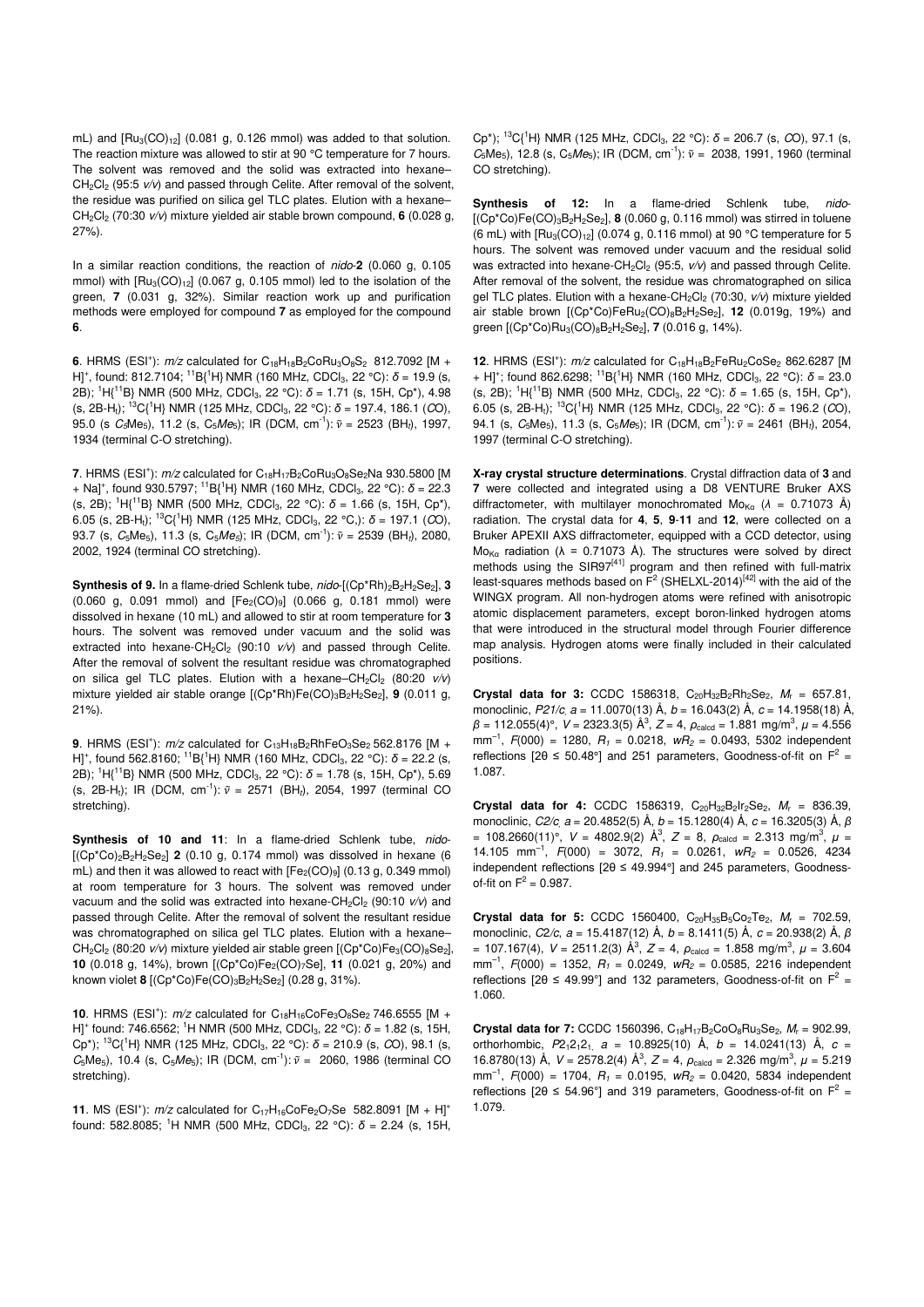mL) and $[Ru_3(CO)_{12}]$ (0.081 g, 0.126 mmol) was added to that solution. The reaction mixture was allowed to stir at 90 °C temperature for 7 hours. The solvent was removed and the solid was extracted into hexane–$CH_2Cl_2$ (95:5 *v/v*) and passed through Celite. After removal of the solvent, the residue was purified on silica gel TLC plates. Elution with a hexane–$CH_2Cl_2$ (70:30 *v/v*) mixture yielded air stable brown compound, **6** (0.028 g, 27%).

In a similar reaction conditions, the reaction of *nido*-**2** (0.060 g, 0.105 mmol) with $[Ru_3(CO)_{12}]$ (0.067 g, 0.105 mmol) led to the isolation of the green, **7** (0.031 g, 32%). Similar reaction work up and purification methods were employed for compound **7** as employed for the compound **6**.

**6**. HRMS (ESI⁺): *m/z* calculated for $C_{18}H_{18}B_2CoRu_3O_8S_2$ 812.7092 [M + H]⁺, found: 812.7104; $^{11}B\{^1H\}$ NMR (160 MHz, $CDCl_3$, 22 °C): $\delta$ = 19.9 (s, 2B); $^1H\{^{11}B\}$ NMR (500 MHz, $CDCl_3$, 22 °C): $\delta$ = 1.71 (s, 15H, Cp*), 4.98 (s, 2B-$H_t$); $^{13}C\{^1H\}$ NMR (125 MHz, $CDCl_3$, 22 °C): $\delta$ = 197.4, 186.1 (*C*O), 95.0 (s, *C*$_5$Me$_5$), 11.2 (s, $C_5$*Me*$_5$); IR (DCM, $cm^{-1}$): $\tilde{\nu}$ = 2523 ($BH_t$), 1997, 1934 (terminal C-O stretching).

**7**. HRMS (ESI⁺): *m/z* calculated for $C_{18}H_{17}B_2CoRu_3O_8Se_2Na$ 930.5800 [M + Na]⁺, found 930.5797; $^{11}B\{^1H\}$ NMR (160 MHz, $CDCl_3$, 22 °C): $\delta$ = 22.3 (s, 2B); $^1H\{^{11}B\}$ NMR (500 MHz, $CDCl_3$, 22 °C): $\delta$ = 1.66 (s, 15H, Cp*), 6.05 (s, 2B-$H_t$); $^{13}C\{^1H\}$ NMR (125 MHz, $CDCl_3$, 22 °C,): $\delta$ = 197.1 (*C*O), 93.7 (s, *C*$_5$Me$_5$), 11.3 (s, $C_5$*Me*$_5$); IR (DCM, $cm^{-1}$): $\tilde{\nu}$ = 2539 ($BH_t$), 2080, 2002, 1924 (terminal CO stretching).

**Synthesis of 9.** In a flame-dried Schlenk tube, *nido*-$[(Cp^*Rh)_2B_2H_2Se_2]$, **3** (0.060 g, 0.091 mmol) and $[Fe_2(CO)_9]$ (0.066 g, 0.181 mmol) were dissolved in hexane (10 mL) and allowed to stir at room temperature for **3** hours. The solvent was removed under vacuum and the solid was extracted into hexane-$CH_2Cl_2$ (90:10 *v/v*) and passed through Celite. After the removal of solvent the resultant residue was chromatographed on silica gel TLC plates. Elution with a hexane–$CH_2Cl_2$ (80:20 *v/v*) mixture yielded air stable orange $[(Cp^*Rh)Fe(CO)_3B_2H_2Se_2]$, **9** (0.011 g, 21%).

**9**. HRMS (ESI⁺): *m/z* calculated for $C_{13}H_{18}B_2RhFeO_3Se_2$ 562.8176 [M + H]⁺, found 562.8160; $^{11}B\{^1H\}$ NMR (160 MHz, $CDCl_3$, 22 °C): $\delta$ = 22.2 (s, 2B); $^1H\{^{11}B\}$ NMR (500 MHz, $CDCl_3$, 22 °C): $\delta$ = 1.78 (s, 15H, Cp*), 5.69 (s, 2B-$H_t$); IR (DCM, $cm^{-1}$): $\tilde{\nu}$ = 2571 ($BH_t$), 2054, 1997 (terminal CO stretching).

**Synthesis of 10 and 11**: In a flame-dried Schlenk tube, *nido*-$[(Cp^*Co)_2B_2H_2Se_2]$ **2** (0.10 g, 0.174 mmol) was dissolved in hexane (6 mL) and then it was allowed to react with $[Fe_2(CO)_9]$ (0.13 g, 0.349 mmol) at room temperature for 3 hours. The solvent was removed under vacuum and the solid was extracted into hexane-$CH_2Cl_2$ (90:10 *v/v*) and passed through Celite. After the removal of solvent the resultant residue was chromatographed on silica gel TLC plates. Elution with a hexane–$CH_2Cl_2$ (80:20 *v/v*) mixture yielded air stable green $[(Cp^*Co)Fe_3(CO)_8Se_2]$, **10** (0.018 g, 14%), brown $[(Cp^*Co)Fe_2(CO)_7Se]$, **11** (0.021 g, 20%) and known violet **8** $[(Cp^*Co)Fe(CO)_3B_2H_2Se_2]$ (0.28 g, 31%).

**10**. HRMS (ESI⁺): *m/z* calculated for $C_{18}H_{16}CoFe_3O_8Se_2$ 746.6555 [M + H]⁺ found: 746.6562; $^1H$ NMR (500 MHz, $CDCl_3$, 22 °C): $\delta$ = 1.82 (s, 15H, Cp*); $^{13}C\{^1H\}$ NMR (125 MHz, $CDCl_3$, 22 °C): $\delta$ = 210.9 (s, *C*O), 98.1 (s, *C*$_5$Me$_5$), 10.4 (s, $C_5$*Me*$_5$); IR (DCM, $cm^{-1}$): $\tilde{\nu}$ = 2060, 1986 (terminal CO stretching).

**11**. MS (ESI⁺): *m/z* calculated for $C_{17}H_{16}CoFe_2O_7Se$ 582.8091 [M + H]⁺ found: 582.8085; $^1H$ NMR (500 MHz, $CDCl_3$, 22 °C): $\delta$ = 2.24 (s, 15H, Cp*); $^{13}C\{^1H\}$ NMR (125 MHz, $CDCl_3$, 22 °C): $\delta$ = 206.7 (s, *C*O), 97.1 (s, *C*$_5$Me$_5$), 12.8 (s, $C_5$*Me*$_5$); IR (DCM, $cm^{-1}$): $\tilde{\nu}$ = 2038, 1991, 1960 (terminal CO stretching).

**Synthesis of 12:** In a flame-dried Schlenk tube, *nido*-$[(Cp^*Co)Fe(CO)_3B_2H_2Se_2]$, **8** (0.060 g, 0.116 mmol) was stirred in toluene (6 mL) with $[Ru_3(CO)_{12}]$ (0.074 g, 0.116 mmol) at 90 °C temperature for 5 hours. The solvent was removed under vacuum and the residual solid was extracted into hexane-$CH_2Cl_2$ (95:5, *v/v*) and passed through Celite. After removal of the solvent, the residue was chromatographed on silica gel TLC plates. Elution with a hexane-$CH_2Cl_2$ (70:30, *v/v*) mixture yielded air stable brown $[(Cp^*Co)FeRu_2(CO)_8B_2H_2Se_2]$, **12** (0.019g, 19%) and green $[(Cp^*Co)Ru_3(CO)_8B_2H_2Se_2]$, **7** (0.016 g, 14%).

**12**. HRMS (ESI⁺): *m/z* calculated for $C_{18}H_{18}B_2FeRu_2CoSe_2$ 862.6287 [M + H]⁺; found 862.6298; $^{11}B\{^1H\}$ NMR (160 MHz, $CDCl_3$, 22 °C): $\delta$ = 23.0 (s, 2B); $^1H\{^{11}B\}$ NMR (500 MHz, $CDCl_3$, 22 °C): $\delta$ = 1.65 (s, 15H, Cp*), 6.05 (s, 2B-$H_t$); $^{13}C\{^1H\}$ NMR (125 MHz, $CDCl_3$, 22 °C): $\delta$ = 196.2 (*C*O), 94.1 (s, *C*$_5$Me$_5$), 11.3 (s, $C_5$*Me*$_5$); IR (DCM, $cm^{-1}$): $\tilde{\nu}$ = 2461 ($BH_t$), 2054, 1997 (terminal C-O stretching).

**X-ray crystal structure determinations**. Crystal diffraction data of **3** and **7** were collected and integrated using a D8 VENTURE Bruker AXS diffractometer, with multilayer monochromated $Mo_{K\alpha}$ ($\lambda$ = 0.71073 Å) radiation. The crystal data for **4**, **5**, **9**-**11** and **12**, were collected on a Bruker APEXII AXS diffractometer, equipped with a CCD detector, using $Mo_{K\alpha}$ radiation ($\lambda$ = 0.71073 Å). The structures were solved by direct methods using the SIR97[41] program and then refined with full-matrix least-squares methods based on $F^2$ (SHELXL-2014)[42] with the aid of the WINGX program. All non-hydrogen atoms were refined with anisotropic atomic displacement parameters, except boron-linked hydrogen atoms that were introduced in the structural model through Fourier difference map analysis. Hydrogen atoms were finally included in their calculated positions.

**Crystal data for 3:** CCDC 1586318, $C_{20}H_{32}B_2Rh_2Se_2$, $M_r$ = 657.81, monoclinic, *P21/c*, *a* = 11.0070(13) Å, *b* = 16.043(2) Å, *c* = 14.1958(18) Å, $\beta$ = 112.055(4)°, *V* = 2323.3(5) Å$^3$, *Z* = 4, $\rho_{calcd}$ = 1.881 mg/m$^3$, $\mu$ = 4.556 mm$^{-1}$, *F*(000) = 1280, $R_1$ = 0.0218, $wR_2$ = 0.0493, 5302 independent reflections [2θ ≤ 50.48°] and 251 parameters, Goodness-of-fit on $F^2$ = 1.087.

**Crystal data for 4:** CCDC 1586319, $C_{20}H_{32}B_2Ir_2Se_2$, $M_r$ = 836.39, monoclinic, *C2/c*, *a* = 20.4852(5) Å, *b* = 15.1280(4) Å, *c* = 16.3205(3) Å, $\beta$ = 108.2660(11)°, *V* = 4802.9(2) Å$^3$, *Z* = 8, $\rho_{calcd}$ = 2.313 mg/m$^3$, $\mu$ = 14.105 mm$^{-1}$, *F*(000) = 3072, $R_1$ = 0.0261, $wR_2$ = 0.0526, 4234 independent reflections [2θ ≤ 49.994°] and 245 parameters, Goodness-of-fit on $F^2$ = 0.987.

**Crystal data for 5:** CCDC 1560400, $C_{20}H_{35}B_5Co_2Te_2$, $M_r$ = 702.59, monoclinic, *C2/c*, *a* = 15.4187(12) Å, *b* = 8.1411(5) Å, *c* = 20.938(2) Å, $\beta$ = 107.167(4)°, *V* = 2511.2(3) Å$^3$, *Z* = 4, $\rho_{calcd}$ = 1.858 mg/m$^3$, $\mu$ = 3.604 mm$^{-1}$, *F*(000) = 1352, $R_1$ = 0.0249, $wR_2$ = 0.0585, 2216 independent reflections [2θ ≤ 49.99°] and 132 parameters, Goodness-of-fit on $F^2$ = 1.060.

**Crystal data for 7:** CCDC 1560396, $C_{18}H_{17}B_2CoO_8Ru_3Se_2$, $M_r$ = 902.99, orthorhombic, *P*2$_1$2$_1$2$_1$, *a* = 10.8925(10) Å, *b* = 14.0241(13) Å, *c* = 16.8780(13) Å, *V* = 2578.2(4) Å$^3$, *Z* = 4, $\rho_{calcd}$ = 2.326 mg/m$^3$, $\mu$ = 5.219 mm$^{-1}$, *F*(000) = 1704, $R_1$ = 0.0195, $wR_2$ = 0.0420, 5834 independent reflections [2θ ≤ 54.96°] and 319 parameters, Goodness-of-fit on $F^2$ = 1.079.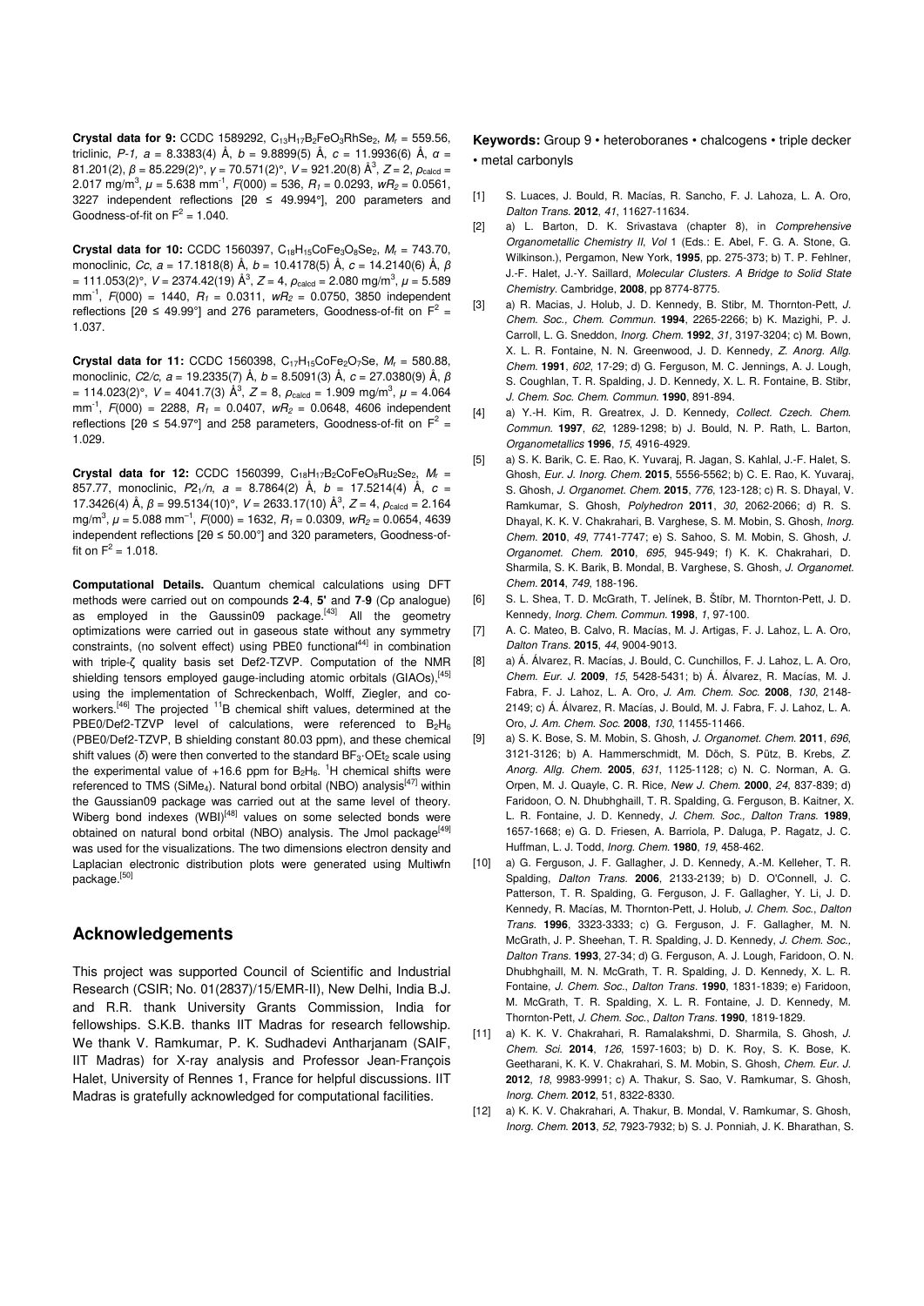**Crystal data for 9:** CCDC 1589292, $C_{13}H_{17}B_2FeO_3RhSe_2$, $M_r$ = 559.56, triclinic, *P-1*, $a$ = 8.3383(4) Å, $b$ = 9.8899(5) Å, $c$ = 11.9936(6) Å, $\alpha$ = 81.201(2), $\beta$ = 85.229(2)°, $\gamma$ = 70.571(2)°, $V$ = 921.20(8) Å$^3$, $Z$ = 2, $\rho_{calcd}$ = 2.017 mg/m$^3$, $\mu$ = 5.638 mm$^{-1}$, $F$(000) = 536, $R_1$ = 0.0293, $wR_2$ = 0.0561, 3227 independent reflections [2θ ≤ 49.994°], 200 parameters and Goodness-of-fit on $F^2$ = 1.040.

**Crystal data for 10:** CCDC 1560397, $C_{18}H_{15}CoFe_3O_8Se_2$, $M_r$ = 743.70, monoclinic, *Cc*, $a$ = 17.1818(8) Å, $b$ = 10.4178(5) Å, $c$ = 14.2140(6) Å, $\beta$ = 111.053(2)°, $V$ = 2374.42(19) Å$^3$, $Z$ = 4, $\rho_{calcd}$ = 2.080 mg/m$^3$, $\mu$ = 5.589 mm$^{-1}$, $F$(000) = 1440, $R_1$ = 0.0311, $wR_2$ = 0.0750, 3850 independent reflections [2θ ≤ 49.99°] and 276 parameters, Goodness-of-fit on $F^2$ = 1.037.

**Crystal data for 11:** CCDC 1560398, $C_{17}H_{15}CoFe_2O_7Se$, $M_r$ = 580.88, monoclinic, *C2/c*, $a$ = 19.2335(7) Å, $b$ = 8.5091(3) Å, $c$ = 27.0380(9) Å, $\beta$ = 114.023(2)°, $V$ = 4041.7(3) Å$^3$, $Z$ = 8, $\rho_{calcd}$ = 1.909 mg/m$^3$, $\mu$ = 4.064 mm$^{-1}$, $F$(000) = 2288, $R_1$ = 0.0407, $wR_2$ = 0.0648, 4606 independent reflections [2θ ≤ 54.97°] and 258 parameters, Goodness-of-fit on $F^2$ = 1.029.

**Crystal data for 12:** CCDC 1560399, $C_{18}H_{17}B_2CoFeO_8Ru_2Se_2$, $M_r$ = 857.77, monoclinic, *P*$2_1$*/n*, $a$ = 8.7864(2) Å, $b$ = 17.5214(4) Å, $c$ = 17.3426(4) Å, $\beta$ = 99.5134(10)°, $V$ = 2633.17(10) Å$^3$, $Z$ = 4, $\rho_{calcd}$ = 2.164 mg/m$^3$, $\mu$ = 5.088 mm$^{-1}$, $F$(000) = 1632, $R_1$ = 0.0309, $wR_2$ = 0.0654, 4639 independent reflections [2θ ≤ 50.00°] and 320 parameters, Goodness-of-fit on $F^2$ = 1.018.

**Computational Details.** Quantum chemical calculations using DFT methods were carried out on compounds **2**-**4**, **5'** and **7**-**9** (Cp analogue) as employed in the Gaussin09 package.[43] All the geometry optimizations were carried out in gaseous state without any symmetry constraints, (no solvent effect) using PBE0 functional[44] in combination with triple-ζ quality basis set Def2-TZVP. Computation of the NMR shielding tensors employed gauge-including atomic orbitals (GIAOs),[45] using the implementation of Schreckenbach, Wolff, Ziegler, and co-workers.[46] The projected $^{11}$B chemical shift values, determined at the PBE0/Def2-TZVP level of calculations, were referenced to $B_2H_6$ (PBE0/Def2-TZVP, B shielding constant 80.03 ppm), and these chemical shift values ($\delta$) were then converted to the standard $BF_3{\cdot}OEt_2$ scale using the experimental value of +16.6 ppm for $B_2H_6$. $^1$H chemical shifts were referenced to TMS ($SiMe_4$). Natural bond orbital (NBO) analysis[47] within the Gaussian09 package was carried out at the same level of theory. Wiberg bond indexes (WBI)[48] values on some selected bonds were obtained on natural bond orbital (NBO) analysis. The Jmol package[49] was used for the visualizations. The two dimensions electron density and Laplacian electronic distribution plots were generated using Multiwfn package.[50]

## Acknowledgements

This project was supported Council of Scientific and Industrial Research (CSIR; No. 01(2837)/15/EMR-II), New Delhi, India B.J. and R.R. thank University Grants Commission, India for fellowships. S.K.B. thanks IIT Madras for research fellowship. We thank V. Ramkumar, P. K. Sudhadevi Antharjanam (SAIF, IIT Madras) for X-ray analysis and Professor Jean-François Halet, University of Rennes 1, France for helpful discussions. IIT Madras is gratefully acknowledged for computational facilities.

**Keywords:** Group 9 • heteroboranes • chalcogens • triple decker • metal carbonyls

[1] S. Luaces, J. Bould, R. Macías, R. Sancho, F. J. Lahoza, L. A. Oro, *Dalton Trans.* **2012**, *41*, 11627-11634.

[2] a) L. Barton, D. K. Srivastava (chapter 8), in *Comprehensive Organometallic Chemistry II*, *Vol* 1 (Eds.: E. Abel, F. G. A. Stone, G. Wilkinson.), Pergamon, New York, **1995**, pp. 275-373; b) T. P. Fehlner, J.-F. Halet, J.-Y. Saillard, *Molecular Clusters. A Bridge to Solid State Chemistry.* Cambridge, **2008**, pp 8774-8775.

[3] a) R. Macias, J. Holub, J. D. Kennedy, B. Stibr, M. Thornton-Pett, *J. Chem. Soc., Chem. Commun.* **1994**, 2265-2266; b) K. Mazighi, P. J. Carroll, L. G. Sneddon, *Inorg. Chem.* **1992**, *31*, 3197-3204; c) M. Bown, X. L. R. Fontaine, N. N. Greenwood, J. D. Kennedy, *Z. Anorg. Allg. Chem.* **1991**, *602*, 17-29; d) G. Ferguson, M. C. Jennings, A. J. Lough, S. Coughlan, T. R. Spalding, J. D. Kennedy, X. L. R. Fontaine, B. Stibr, *J. Chem. Soc. Chem. Commun.* **1990**, 891-894.

[4] a) Y.-H. Kim, R. Greatrex, J. D. Kennedy, *Collect. Czech. Chem. Commun.* **1997**, *62*, 1289-1298; b) J. Bould, N. P. Rath, L. Barton, *Organometallics* **1996**, *15*, 4916-4929.

[5] a) S. K. Barik, C. E. Rao, K. Yuvaraj, R. Jagan, S. Kahlal, J.-F. Halet, S. Ghosh, *Eur. J. Inorg. Chem.* **2015**, 5556-5562; b) C. E. Rao, K. Yuvaraj, S. Ghosh, *J. Organomet. Chem.* **2015**, *776*, 123-128; c) R. S. Dhayal, V. Ramkumar, S. Ghosh, *Polyhedron* **2011**, *30*, 2062-2066; d) R. S. Dhayal, K. K. V. Chakrahari, B. Varghese, S. M. Mobin, S. Ghosh, *Inorg. Chem.* **2010**, *49*, 7741-7747; e) S. Sahoo, S. M. Mobin, S. Ghosh, *J. Organomet. Chem.* **2010**, *695*, 945-949; f) K. K. Chakrahari, D. Sharmila, S. K. Barik, B. Mondal, B. Varghese, S. Ghosh, *J. Organomet. Chem.* **2014**, *749*, 188-196.

[6] S. L. Shea, T. D. McGrath, T. Jelínek, B. Štíbr, M. Thornton-Pett, J. D. Kennedy, *Inorg. Chem. Commun.* **1998**, *1*, 97-100.

[7] A. C. Mateo, B. Calvo, R. Macías, M. J. Artigas, F. J. Lahoz, L. A. Oro, *Dalton Trans.* **2015**, *44*, 9004-9013.

[8] a) Á. Álvarez, R. Macías, J. Bould, C. Cunchillos, F. J. Lahoz, L. A. Oro, *Chem. Eur. J.* **2009**, *15*, 5428-5431; b) Á. Álvarez, R. Macías, M. J. Fabra, F. J. Lahoz, L. A. Oro, *J. Am. Chem. Soc.* **2008**, *130*, 2148-2149; c) Á. Álvarez, R. Macías, J. Bould, M. J. Fabra, F. J. Lahoz, L. A. Oro, *J. Am. Chem. Soc.* **2008**, *130*, 11455-11466.

[9] a) S. K. Bose, S. M. Mobin, S. Ghosh, *J. Organomet. Chem.* **2011**, *696*, 3121-3126; b) A. Hammerschmidt, M. Döch, S. Pütz, B. Krebs, *Z. Anorg. Allg. Chem.* **2005**, *631*, 1125-1128; c) N. C. Norman, A. G. Orpen, M. J. Quayle, C. R. Rice, *New J. Chem.* **2000**, *24*, 837-839; d) Faridoon, O. N. Dhubhghaill, T. R. Spalding, G. Ferguson, B. Kaitner, X. L. R. Fontaine, J. D. Kennedy, *J. Chem. Soc., Dalton Trans.* **1989**, 1657-1668; e) G. D. Friesen, A. Barriola, P. Daluga, P. Ragatz, J. C. Huffman, L. J. Todd, *Inorg. Chem.* **1980**, *19*, 458-462.

[10] a) G. Ferguson, J. F. Gallagher, J. D. Kennedy, A.-M. Kelleher, T. R. Spalding, *Dalton Trans.* **2006**, 2133-2139; b) D. O'Connell, J. C. Patterson, T. R. Spalding, G. Ferguson, J. F. Gallagher, Y. Li, J. D. Kennedy, R. Macías, M. Thornton-Pett, J. Holub, *J. Chem. Soc., Dalton Trans.* **1996**, 3323-3333; c) G. Ferguson, J. F. Gallagher, M. N. McGrath, J. P. Sheehan, T. R. Spalding, J. D. Kennedy, *J. Chem. Soc., Dalton Trans.* **1993**, 27-34; d) G. Ferguson, A. J. Lough, Faridoon, O. N. Dhubhghaill, M. N. McGrath, T. R. Spalding, J. D. Kennedy, X. L. R. Fontaine, *J. Chem. Soc., Dalton Trans.* **1990**, 1831-1839; e) Faridoon, M. McGrath, T. R. Spalding, X. L. R. Fontaine, J. D. Kennedy, M. Thornton-Pett, *J. Chem. Soc., Dalton Trans.* **1990**, 1819-1829.

[11] a) K. K. V. Chakrahari, R. Ramalakshmi, D. Sharmila, S. Ghosh, *J. Chem. Sci.* **2014**, *126*, 1597-1603; b) D. K. Roy, S. K. Bose, K. Geetharani, K. K. V. Chakrahari, S. M. Mobin, S. Ghosh, *Chem. Eur. J.* **2012**, *18*, 9983-9991; c) A. Thakur, S. Sao, V. Ramkumar, S. Ghosh, *Inorg. Chem.* **2012**, 51, 8322-8330.

[12] a) K. K. V. Chakrahari, A. Thakur, B. Mondal, V. Ramkumar, S. Ghosh, *Inorg. Chem.* **2013**, *52*, 7923-7932; b) S. J. Ponniah, J. K. Bharathan, S.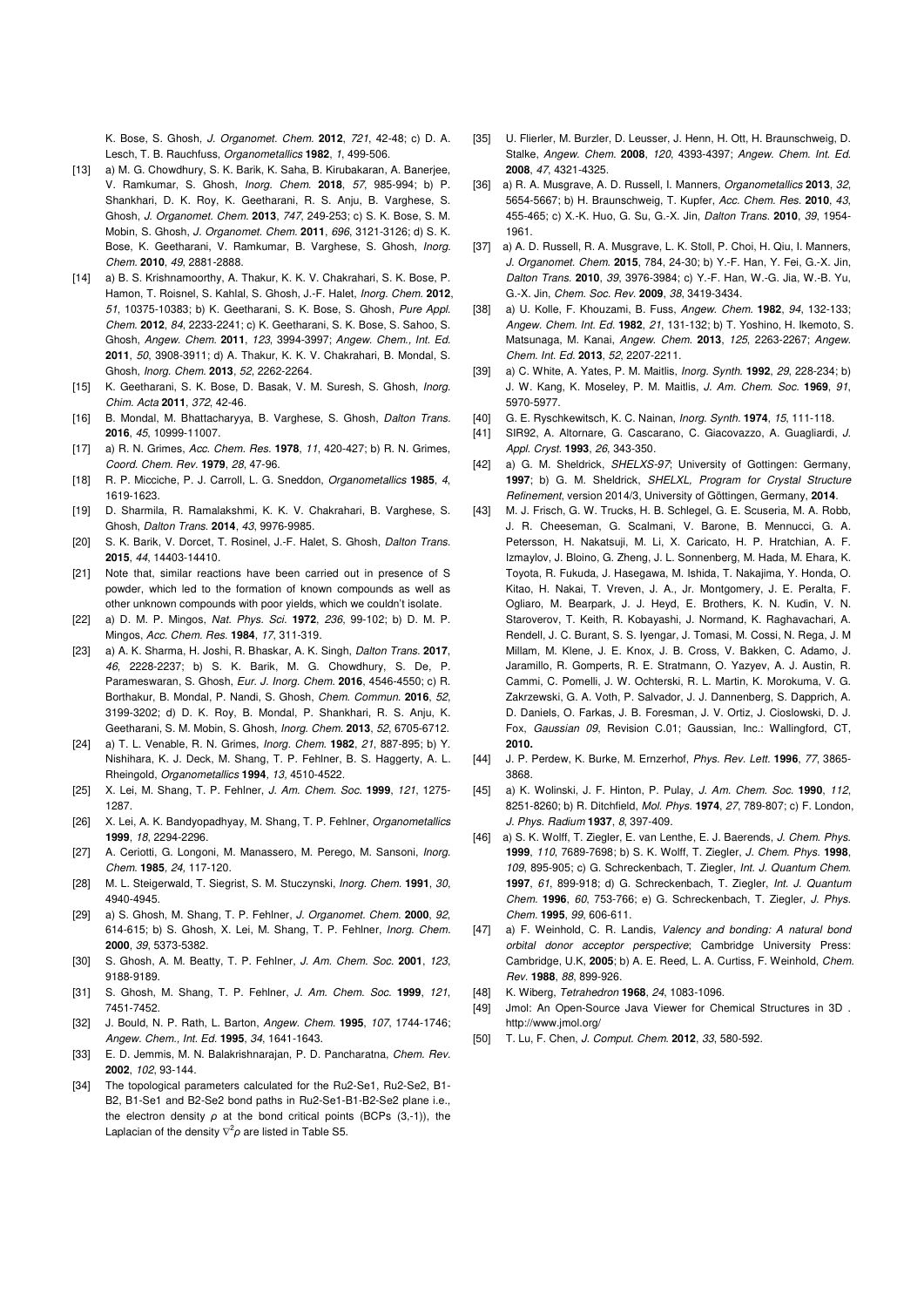K. Bose, S. Ghosh, *J. Organomet. Chem.* **2012**, *721*, 42-48; c) D. A. Lesch, T. B. Rauchfuss, *Organometallics* **1982**, *1*, 499-506.

[13] a) M. G. Chowdhury, S. K. Barik, K. Saha, B. Kirubakaran, A. Banerjee, V. Ramkumar, S. Ghosh, *Inorg. Chem.* **2018**, *57*, 985-994; b) P. Shankhari, D. K. Roy, K. Geetharani, R. S. Anju, B. Varghese, S. Ghosh, *J. Organomet. Chem.* **2013**, *747*, 249-253; c) S. K. Bose, S. M. Mobin, S. Ghosh, *J. Organomet. Chem.* **2011**, *696*, 3121-3126; d) S. K. Bose, K. Geetharani, V. Ramkumar, B. Varghese, S. Ghosh, *Inorg. Chem.* **2010**, *49*, 2881-2888.

[14] a) B. S. Krishnamoorthy, A. Thakur, K. K. V. Chakrahari, S. K. Bose, P. Hamon, T. Roisnel, S. Kahlal, S. Ghosh, J.-F. Halet, *Inorg. Chem.* **2012**, *51*, 10375-10383; b) K. Geetharani, S. K. Bose, S. Ghosh, *Pure Appl. Chem.* **2012**, *84*, 2233-2241; c) K. Geetharani, S. K. Bose, S. Sahoo, S. Ghosh, *Angew. Chem.* **2011**, *123*, 3994-3997; *Angew. Chem., Int. Ed.* **2011**, *50*, 3908-3911; d) A. Thakur, K. K. V. Chakrahari, B. Mondal, S. Ghosh, *Inorg. Chem.* **2013**, *52*, 2262-2264.

[15] K. Geetharani, S. K. Bose, D. Basak, V. M. Suresh, S. Ghosh, *Inorg. Chim. Acta* **2011**, *372*, 42-46.

[16] B. Mondal, M. Bhattacharyya, B. Varghese, S. Ghosh, *Dalton Trans.* **2016**, *45*, 10999-11007.

[17] a) R. N. Grimes, *Acc. Chem. Res.* **1978**, *11*, 420-427; b) R. N. Grimes, *Coord. Chem. Rev.* **1979**, *28*, 47-96.

[18] R. P. Micciche, P. J. Carroll, L. G. Sneddon, *Organometallics* **1985**, *4*, 1619-1623.

[19] D. Sharmila, R. Ramalakshmi, K. K. V. Chakrahari, B. Varghese, S. Ghosh, *Dalton Trans.* **2014**, *43*, 9976-9985.

[20] S. K. Barik, V. Dorcet, T. Rosinel, J.-F. Halet, S. Ghosh, *Dalton Trans.* **2015**, *44*, 14403-14410.

[21] Note that, similar reactions have been carried out in presence of S powder, which led to the formation of known compounds as well as other unknown compounds with poor yields, which we couldn't isolate.

[22] a) D. M. P. Mingos, *Nat. Phys. Sci.* **1972**, *236*, 99-102; b) D. M. P. Mingos, *Acc. Chem. Res.* **1984**, *17*, 311-319.

[23] a) A. K. Sharma, H. Joshi, R. Bhaskar, A. K. Singh, *Dalton Trans.* **2017**, *46*, 2228-2237; b) S. K. Barik, M. G. Chowdhury, S. De, P. Parameswaran, S. Ghosh, *Eur. J. Inorg. Chem.* **2016**, 4546-4550; c) R. Borthakur, B. Mondal, P. Nandi, S. Ghosh, *Chem. Commun.* **2016**, *52*, 3199-3202; d) D. K. Roy, B. Mondal, P. Shankhari, R. S. Anju, K. Geetharani, S. M. Mobin, S. Ghosh, *Inorg. Chem.* **2013**, *52*, 6705-6712.

[24] a) T. L. Venable, R. N. Grimes, *Inorg. Chem.* **1982**, *21*, 887-895; b) Y. Nishihara, K. J. Deck, M. Shang, T. P. Fehlner, B. S. Haggerty, A. L. Rheingold, *Organometallics* **1994**, *13*, 4510-4522.

[25] X. Lei, M. Shang, T. P. Fehlner, *J. Am. Chem. Soc.* **1999**, *121*, 1275-1287.

[26] X. Lei, A. K. Bandyopadhyay, M. Shang, T. P. Fehlner, *Organometallics* **1999**, *18*, 2294-2296.

[27] A. Ceriotti, G. Longoni, M. Manassero, M. Perego, M. Sansoni, *Inorg. Chem.* **1985**, *24*, 117-120.

[28] M. L. Steigerwald, T. Siegrist, S. M. Stuczynski, *Inorg. Chem.* **1991**, *30*, 4940-4945.

[29] a) S. Ghosh, M. Shang, T. P. Fehlner, *J. Organomet. Chem.* **2000**, *92*, 614-615; b) S. Ghosh, X. Lei, M. Shang, T. P. Fehlner, *Inorg. Chem.* **2000**, *39*, 5373-5382.

[30] S. Ghosh, A. M. Beatty, T. P. Fehlner, *J. Am. Chem. Soc.* **2001**, *123*, 9188-9189.

[31] S. Ghosh, M. Shang, T. P. Fehlner, *J. Am. Chem. Soc.* **1999**, *121*, 7451-7452.

[32] J. Bould, N. P. Rath, L. Barton, *Angew. Chem.* **1995**, *107*, 1744-1746; *Angew. Chem., Int. Ed.* **1995**, *34*, 1641-1643.

[33] E. D. Jemmis, M. N. Balakrishnarajan, P. D. Pancharatna, *Chem. Rev.* **2002**, *102*, 93-144.

[34] The topological parameters calculated for the Ru2-Se1, Ru2-Se2, B1-B2, B1-Se1 and B2-Se2 bond paths in Ru2-Se1-B1-B2-Se2 plane i.e., the electron density $\rho$ at the bond critical points (BCPs (3,-1)), the Laplacian of the density $\nabla^2\rho$ are listed in Table S5.

[35] U. Flierler, M. Burzler, D. Leusser, J. Henn, H. Ott, H. Braunschweig, D. Stalke, *Angew. Chem.* **2008**, *120*, 4393-4397; *Angew. Chem. Int. Ed.* **2008**, *47*, 4321-4325.

[36] a) R. A. Musgrave, A. D. Russell, I. Manners, *Organometallics* **2013**, *32*, 5654-5667; b) H. Braunschweig, T. Kupfer, *Acc. Chem. Res.* **2010**, *43*, 455-465; c) X.-K. Huo, G. Su, G.-X. Jin, *Dalton Trans.* **2010**, *39*, 1954-1961.

[37] a) A. D. Russell, R. A. Musgrave, L. K. Stoll, P. Choi, H. Qiu, I. Manners, *J. Organomet. Chem.* **2015**, 784, 24-30; b) Y.-F. Han, Y. Fei, G.-X. Jin, *Dalton Trans.* **2010**, *39*, 3976-3984; c) Y.-F. Han, W.-G. Jia, W.-B. Yu, G.-X. Jin, *Chem. Soc. Rev.* **2009**, *38*, 3419-3434.

[38] a) U. Kolle, F. Khouzami, B. Fuss, *Angew. Chem.* **1982**, *94*, 132-133; *Angew. Chem. Int. Ed.* **1982**, *21*, 131-132; b) T. Yoshino, H. Ikemoto, S. Matsunaga, M. Kanai, *Angew. Chem.* **2013**, *125*, 2263-2267; *Angew. Chem. Int. Ed.* **2013**, *52*, 2207-2211.

[39] a) C. White, A. Yates, P. M. Maitlis, *Inorg. Synth.* **1992**, *29*, 228-234; b) J. W. Kang, K. Moseley, P. M. Maitlis, *J. Am. Chem. Soc.* **1969**, *91*, 5970-5977.

[40] G. E. Ryschkewitsch, K. C. Nainan, *Inorg. Synth.* **1974**, *15*, 111-118.

[41] SIR92, A. Altornare, G. Cascarano, C. Giacovazzo, A. Guagliardi, *J. Appl. Cryst.* **1993**, *26*, 343-350.

[42] a) G. M. Sheldrick, *SHELXS-97*; University of Gottingen: Germany, **1997**; b) G. M. Sheldrick, *SHELXL, Program for Crystal Structure Refinement*, version 2014/3, University of Göttingen, Germany, **2014**.

[43] M. J. Frisch, G. W. Trucks, H. B. Schlegel, G. E. Scuseria, M. A. Robb, J. R. Cheeseman, G. Scalmani, V. Barone, B. Mennucci, G. A. Petersson, H. Nakatsuji, M. Li, X. Caricato, H. P. Hratchian, A. F. Izmaylov, J. Bloino, G. Zheng, J. L. Sonnenberg, M. Hada, M. Ehara, K. Toyota, R. Fukuda, J. Hasegawa, M. Ishida, T. Nakajima, Y. Honda, O. Kitao, H. Nakai, T. Vreven, J. A., Jr. Montgomery, J. E. Peralta, F. Ogliaro, M. Bearpark, J. J. Heyd, E. Brothers, K. N. Kudin, V. N. Staroverov, T. Keith, R. Kobayashi, J. Normand, K. Raghavachari, A. Rendell, J. C. Burant, S. S. Iyengar, J. Tomasi, M. Cossi, N. Rega, J. M Millam, M. Klene, J. E. Knox, J. B. Cross, V. Bakken, C. Adamo, J. Jaramillo, R. Gomperts, R. E. Stratmann, O. Yazyev, A. J. Austin, R. Cammi, C. Pomelli, J. W. Ochterski, R. L. Martin, K. Morokuma, V. G. Zakrzewski, G. A. Voth, P. Salvador, J. J. Dannenberg, S. Dapprich, A. D. Daniels, O. Farkas, J. B. Foresman, J. V. Ortiz, J. Cioslowski, D. J. Fox, *Gaussian 09*, Revision C.01; Gaussian, Inc.: Wallingford, CT, **2010.**

[44] J. P. Perdew, K. Burke, M. Ernzerhof, *Phys. Rev. Lett.* **1996**, *77*, 3865-3868.

[45] a) K. Wolinski, J. F. Hinton, P. Pulay, *J. Am. Chem. Soc.* **1990**, *112*, 8251-8260; b) R. Ditchfield, *Mol. Phys.* **1974**, *27*, 789-807; c) F. London, *J. Phys. Radium* **1937**, *8*, 397-409.

[46] a) S. K. Wolff, T. Ziegler, E. van Lenthe, E. J. Baerends, *J. Chem. Phys.* **1999**, *110*, 7689-7698; b) S. K. Wolff, T. Ziegler, *J. Chem. Phys.* **1998**, *109*, 895-905; c) G. Schreckenbach, T. Ziegler, *Int. J. Quantum Chem.* **1997**, *61*, 899-918; d) G. Schreckenbach, T. Ziegler, *Int. J. Quantum Chem.* **1996**, *60*, 753-766; e) G. Schreckenbach, T. Ziegler, *J. Phys. Chem.* **1995**, *99*, 606-611.

[47] a) F. Weinhold, C. R. Landis, *Valency and bonding: A natural bond orbital donor acceptor perspective*; Cambridge University Press: Cambridge, U.K, **2005**; b) A. E. Reed, L. A. Curtiss, F. Weinhold, *Chem. Rev.* **1988**, *88*, 899-926.

[48] K. Wiberg, *Tetrahedron* **1968**, *24*, 1083-1096.

[49] Jmol: An Open-Source Java Viewer for Chemical Structures in 3D . http://www.jmol.org/

[50] T. Lu, F. Chen, *J. Comput. Chem.* **2012**, *33*, 580-592.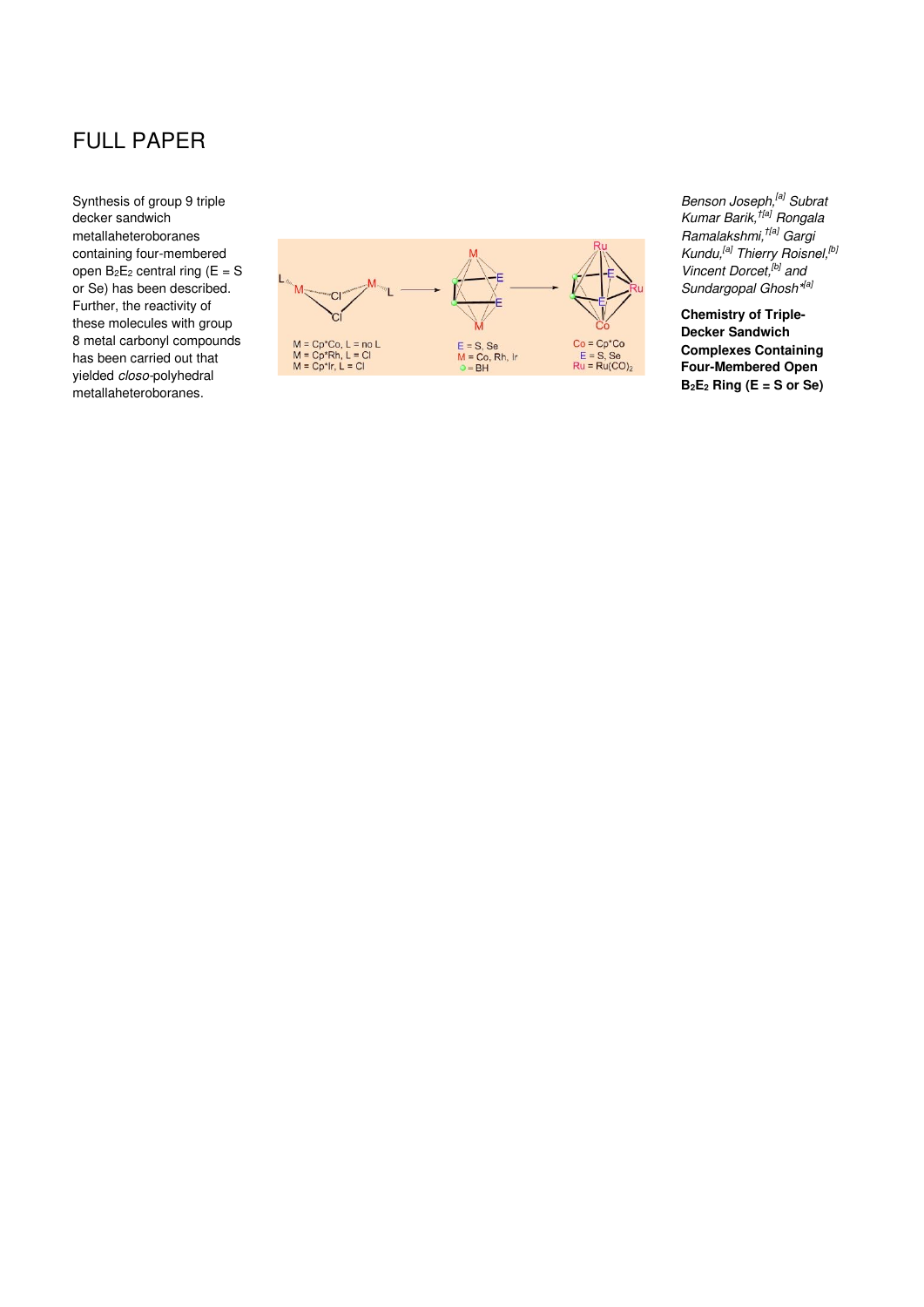# FULL PAPER

Synthesis of group 9 triple decker sandwich metallaheteroboranes containing four-membered open $B_2E_2$ central ring (E = S or Se) has been described. Further, the reactivity of these molecules with group 8 metal carbonyl compounds has been carried out that yielded *closo*-polyhedral metallaheteroboranes.

M = Cp*Co, L = no L
M = Cp*Rh, L = Cl
M = Cp*Ir, L = Cl

E = S, Se
M = Co, Rh, Ir
= BH

Co = Cp*Co
E = S, Se
Ru = Ru(CO)$_2$

*Benson Joseph,[a] Subrat Kumar Barik,†[a] Rongala Ramalakshmi,†[a] Gargi Kundu,[a] Thierry Roisnel,[b] Vincent Dorcet,[b] and Sundargopal Ghosh*[a]*

**Chemistry of Triple-Decker Sandwich Complexes Containing Four-Membered Open $B_2E_2$ Ring (E = S or Se)**